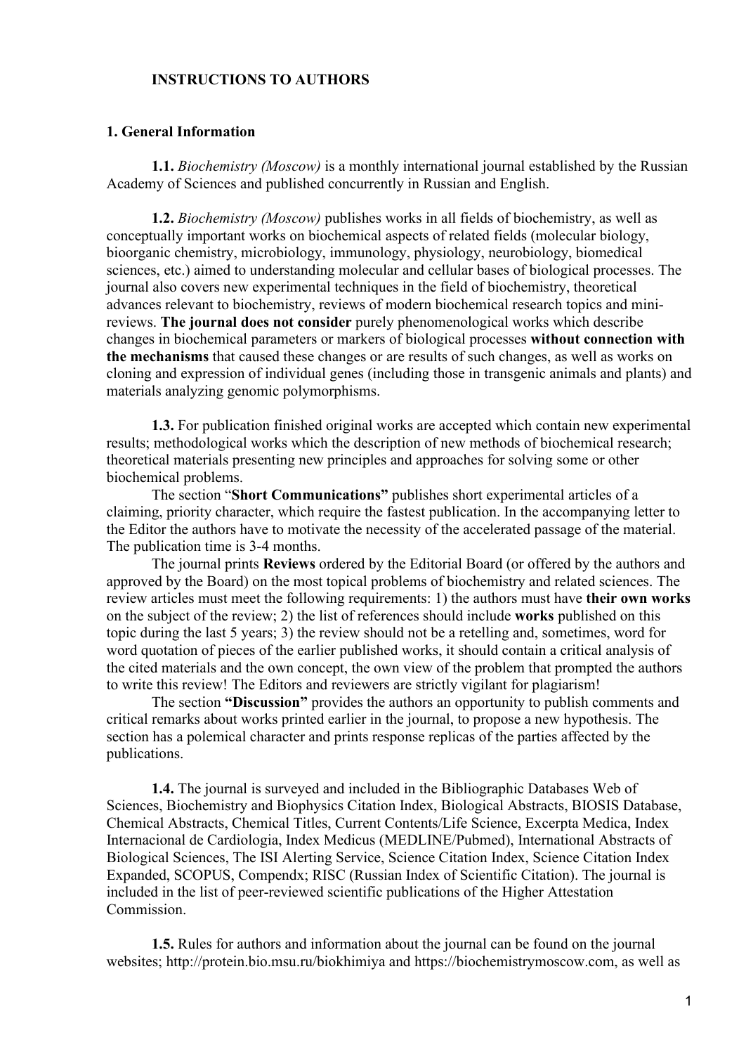# INSTRUCTIONS TO AUTHORS

## 1. General Information

**1.1.** *Biochemistry (Moscow)* is a monthly international journal established by the Russian Academy of Sciences and published concurrently in Russian and English.

**1.2.** *Biochemistry (Moscow)* publishes works in all fields of biochemistry, as well as conceptually important works on biochemical aspects of related fields (molecular biology, bioorganic chemistry, microbiology, immunology, physiology, neurobiology, biomedical sciences, etc.) aimed to understanding molecular and cellular bases of biological processes. The journal also covers new experimental techniques in the field of biochemistry, theoretical advances relevant to biochemistry, reviews of modern biochemical research topics and mini-reviews. **The journal does not consider** purely phenomenological works which describe changes in biochemical parameters or markers of biological processes **without connection with the mechanisms** that caused these changes or are results of such changes, as well as works on cloning and expression of individual genes (including those in transgenic animals and plants) and materials analyzing genomic polymorphisms.

**1.3.** For publication finished original works are accepted which contain new experimental results; methodological works which the description of new methods of biochemical research; theoretical materials presenting new principles and approaches for solving some or other biochemical problems.

The section "**Short Communications**" publishes short experimental articles of a claiming, priority character, which require the fastest publication. In the accompanying letter to the Editor the authors have to motivate the necessity of the accelerated passage of the material. The publication time is 3-4 months.

The journal prints **Reviews** ordered by the Editorial Board (or offered by the authors and approved by the Board) on the most topical problems of biochemistry and related sciences. The review articles must meet the following requirements: 1) the authors must have **their own works** on the subject of the review; 2) the list of references should include **works** published on this topic during the last 5 years; 3) the review should not be a retelling and, sometimes, word for word quotation of pieces of the earlier published works, it should contain a critical analysis of the cited materials and the own concept, the own view of the problem that prompted the authors to write this review! The Editors and reviewers are strictly vigilant for plagiarism!

The section **"Discussion"** provides the authors an opportunity to publish comments and critical remarks about works printed earlier in the journal, to propose a new hypothesis. The section has a polemical character and prints response replicas of the parties affected by the publications.

**1.4.** The journal is surveyed and included in the Bibliographic Databases Web of Sciences, Biochemistry and Biophysics Citation Index, Biological Abstracts, BIOSIS Database, Chemical Abstracts, Chemical Titles, Current Contents/Life Science, Excerpta Medica, Index Internacional de Cardiologia, Index Medicus (MEDLINE/Pubmed), International Abstracts of Biological Sciences, The ISI Alerting Service, Science Citation Index, Science Citation Index Expanded, SCOPUS, Compendx; RISC (Russian Index of Scientific Citation). The journal is included in the list of peer-reviewed scientific publications of the Higher Attestation Commission.

**1.5.** Rules for authors and information about the journal can be found on the journal websites; http://protein.bio.msu.ru/biokhimiya and https://biochemistrymoscow.com, as well as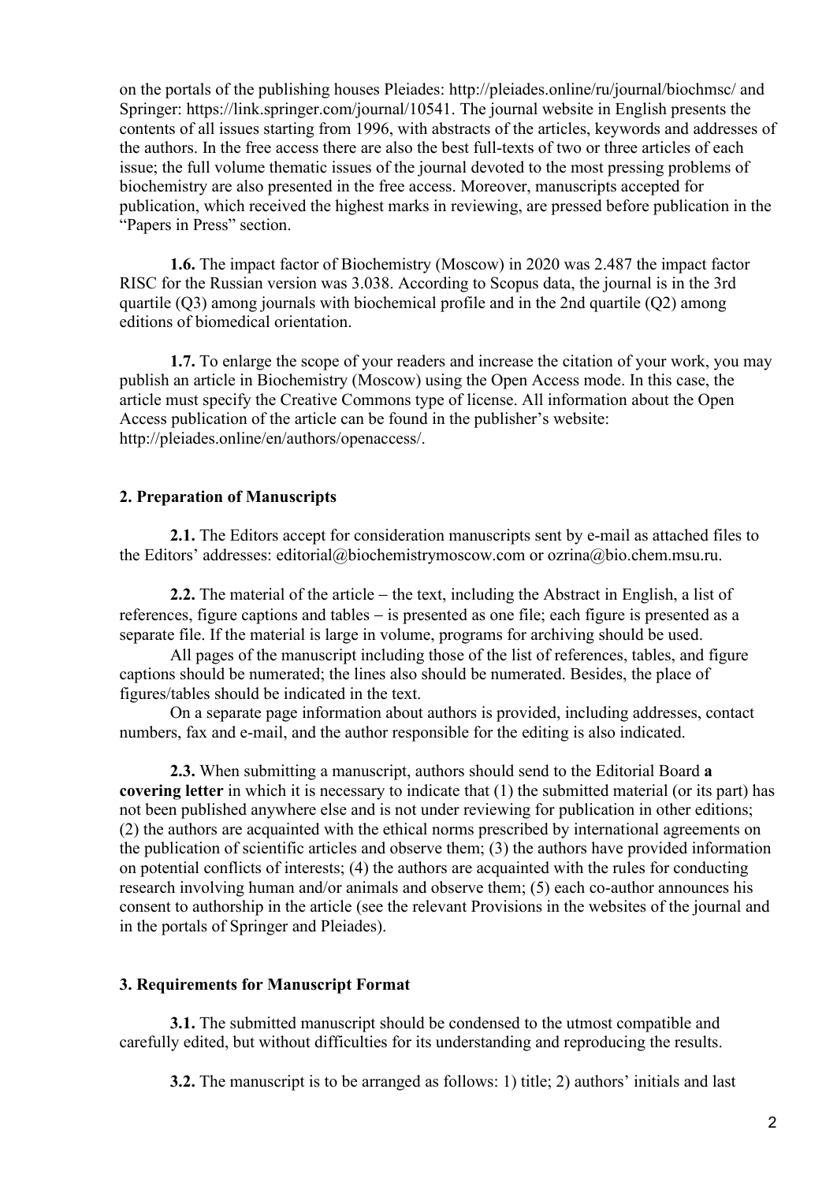on the portals of the publishing houses Pleiades: http://pleiades.online/ru/journal/biochmsc/ and Springer: https://link.springer.com/journal/10541. The journal website in English presents the contents of all issues starting from 1996, with abstracts of the articles, keywords and addresses of the authors. In the free access there are also the best full-texts of two or three articles of each issue; the full volume thematic issues of the journal devoted to the most pressing problems of biochemistry are also presented in the free access. Moreover, manuscripts accepted for publication, which received the highest marks in reviewing, are pressed before publication in the "Papers in Press" section.

**1.6.** The impact factor of Biochemistry (Moscow) in 2020 was 2.487 the impact factor RISC for the Russian version was 3.038. According to Scopus data, the journal is in the 3rd quartile (Q3) among journals with biochemical profile and in the 2nd quartile (Q2) among editions of biomedical orientation.

**1.7.** To enlarge the scope of your readers and increase the citation of your work, you may publish an article in Biochemistry (Moscow) using the Open Access mode. In this case, the article must specify the Creative Commons type of license. All information about the Open Access publication of the article can be found in the publisher's website: http://pleiades.online/en/authors/openaccess/.

## 2. Preparation of Manuscripts

**2.1.** The Editors accept for consideration manuscripts sent by e-mail as attached files to the Editors' addresses: editorial@biochemistrymoscow.com or ozrina@bio.chem.msu.ru.

**2.2.** The material of the article – the text, including the Abstract in English, a list of references, figure captions and tables – is presented as one file; each figure is presented as a separate file. If the material is large in volume, programs for archiving should be used.

All pages of the manuscript including those of the list of references, tables, and figure captions should be numerated; the lines also should be numerated. Besides, the place of figures/tables should be indicated in the text.

On a separate page information about authors is provided, including addresses, contact numbers, fax and e-mail, and the author responsible for the editing is also indicated.

**2.3.** When submitting a manuscript, authors should send to the Editorial Board **a covering letter** in which it is necessary to indicate that (1) the submitted material (or its part) has not been published anywhere else and is not under reviewing for publication in other editions; (2) the authors are acquainted with the ethical norms prescribed by international agreements on the publication of scientific articles and observe them; (3) the authors have provided information on potential conflicts of interests; (4) the authors are acquainted with the rules for conducting research involving human and/or animals and observe them; (5) each co-author announces his consent to authorship in the article (see the relevant Provisions in the websites of the journal and in the portals of Springer and Pleiades).

## 3. Requirements for Manuscript Format

**3.1.** The submitted manuscript should be condensed to the utmost compatible and carefully edited, but without difficulties for its understanding and reproducing the results.

**3.2.** The manuscript is to be arranged as follows: 1) title; 2) authors' initials and last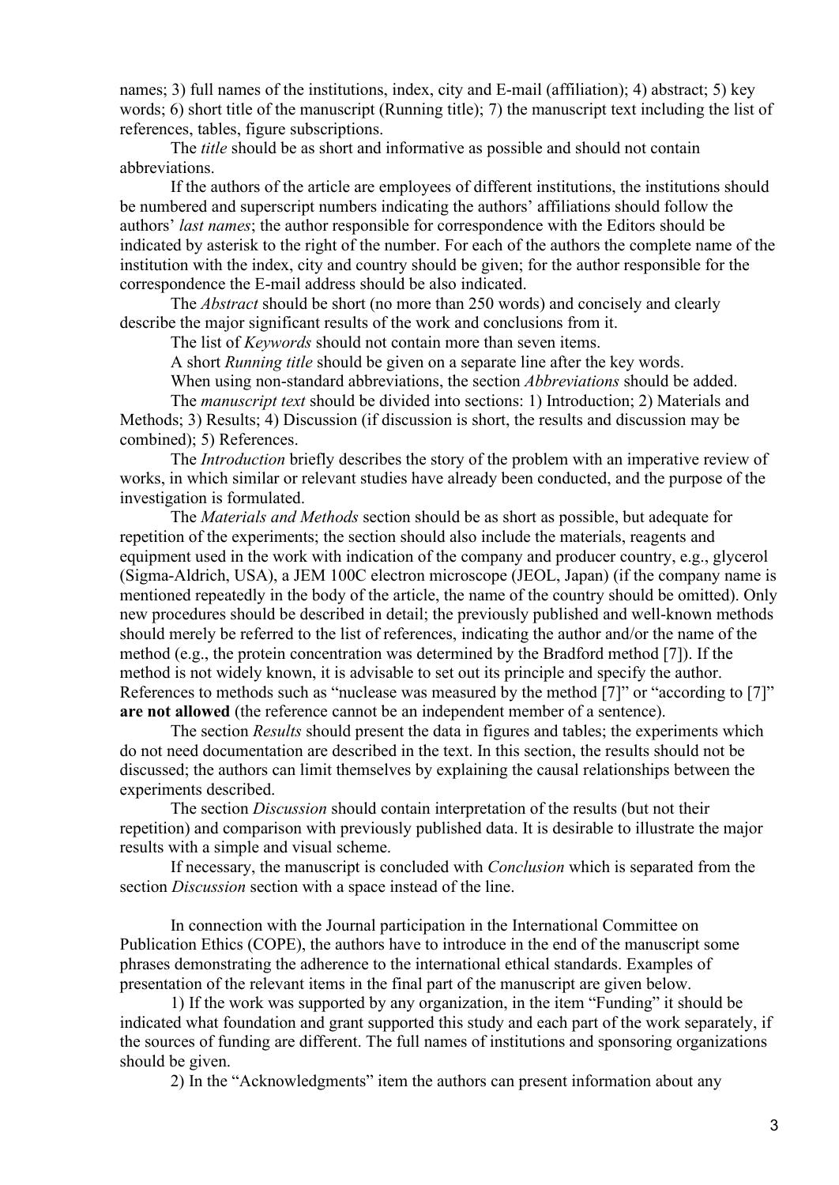names; 3) full names of the institutions, index, city and E-mail (affiliation); 4) abstract; 5) key words; 6) short title of the manuscript (Running title); 7) the manuscript text including the list of references, tables, figure subscriptions.

The *title* should be as short and informative as possible and should not contain abbreviations.

If the authors of the article are employees of different institutions, the institutions should be numbered and superscript numbers indicating the authors' affiliations should follow the authors' *last names*; the author responsible for correspondence with the Editors should be indicated by asterisk to the right of the number. For each of the authors the complete name of the institution with the index, city and country should be given; for the author responsible for the correspondence the E-mail address should be also indicated.

The *Abstract* should be short (no more than 250 words) and concisely and clearly describe the major significant results of the work and conclusions from it.

The list of *Keywords* should not contain more than seven items.

A short *Running title* should be given on a separate line after the key words.

When using non-standard abbreviations, the section *Abbreviations* should be added.

The *manuscript text* should be divided into sections: 1) Introduction; 2) Materials and Methods; 3) Results; 4) Discussion (if discussion is short, the results and discussion may be combined); 5) References.

The *Introduction* briefly describes the story of the problem with an imperative review of works, in which similar or relevant studies have already been conducted, and the purpose of the investigation is formulated.

The *Materials and Methods* section should be as short as possible, but adequate for repetition of the experiments; the section should also include the materials, reagents and equipment used in the work with indication of the company and producer country, e.g., glycerol (Sigma-Aldrich, USA), a JEM 100C electron microscope (JEOL, Japan) (if the company name is mentioned repeatedly in the body of the article, the name of the country should be omitted). Only new procedures should be described in detail; the previously published and well-known methods should merely be referred to the list of references, indicating the author and/or the name of the method (e.g., the protein concentration was determined by the Bradford method [7]). If the method is not widely known, it is advisable to set out its principle and specify the author. References to methods such as "nuclease was measured by the method [7]" or "according to [7]" **are not allowed** (the reference cannot be an independent member of a sentence).

The section *Results* should present the data in figures and tables; the experiments which do not need documentation are described in the text. In this section, the results should not be discussed; the authors can limit themselves by explaining the causal relationships between the experiments described.

The section *Discussion* should contain interpretation of the results (but not their repetition) and comparison with previously published data. It is desirable to illustrate the major results with a simple and visual scheme.

If necessary, the manuscript is concluded with *Conclusion* which is separated from the section *Discussion* section with a space instead of the line.

In connection with the Journal participation in the International Committee on Publication Ethics (COPE), the authors have to introduce in the end of the manuscript some phrases demonstrating the adherence to the international ethical standards. Examples of presentation of the relevant items in the final part of the manuscript are given below.

1) If the work was supported by any organization, in the item "Funding" it should be indicated what foundation and grant supported this study and each part of the work separately, if the sources of funding are different. The full names of institutions and sponsoring organizations should be given.

2) In the "Acknowledgments" item the authors can present information about any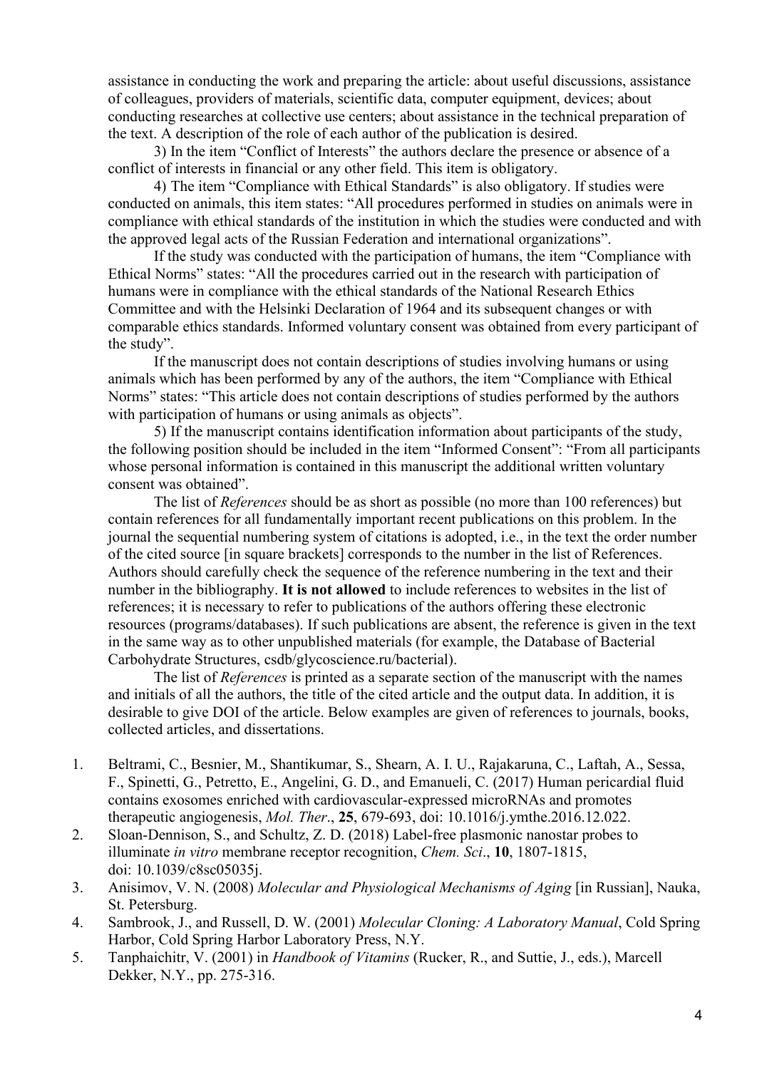assistance in conducting the work and preparing the article: about useful discussions, assistance of colleagues, providers of materials, scientific data, computer equipment, devices; about conducting researches at collective use centers; about assistance in the technical preparation of the text. A description of the role of each author of the publication is desired.

3) In the item "Conflict of Interests" the authors declare the presence or absence of a conflict of interests in financial or any other field. This item is obligatory.

4) The item "Compliance with Ethical Standards" is also obligatory. If studies were conducted on animals, this item states: "All procedures performed in studies on animals were in compliance with ethical standards of the institution in which the studies were conducted and with the approved legal acts of the Russian Federation and international organizations".

If the study was conducted with the participation of humans, the item "Compliance with Ethical Norms" states: "All the procedures carried out in the research with participation of humans were in compliance with the ethical standards of the National Research Ethics Committee and with the Helsinki Declaration of 1964 and its subsequent changes or with comparable ethics standards. Informed voluntary consent was obtained from every participant of the study".

If the manuscript does not contain descriptions of studies involving humans or using animals which has been performed by any of the authors, the item "Compliance with Ethical Norms" states: "This article does not contain descriptions of studies performed by the authors with participation of humans or using animals as objects".

5) If the manuscript contains identification information about participants of the study, the following position should be included in the item "Informed Consent": "From all participants whose personal information is contained in this manuscript the additional written voluntary consent was obtained".

The list of *References* should be as short as possible (no more than 100 references) but contain references for all fundamentally important recent publications on this problem. In the journal the sequential numbering system of citations is adopted, i.e., in the text the order number of the cited source [in square brackets] corresponds to the number in the list of References. Authors should carefully check the sequence of the reference numbering in the text and their number in the bibliography. **It is not allowed** to include references to websites in the list of references; it is necessary to refer to publications of the authors offering these electronic resources (programs/databases). If such publications are absent, the reference is given in the text in the same way as to other unpublished materials (for example, the Database of Bacterial Carbohydrate Structures, csdb/glycoscience.ru/bacterial).

The list of *References* is printed as a separate section of the manuscript with the names and initials of all the authors, the title of the cited article and the output data. In addition, it is desirable to give DOI of the article. Below examples are given of references to journals, books, collected articles, and dissertations.

1. Beltrami, C., Besnier, M., Shantikumar, S., Shearn, A. I. U., Rajakaruna, C., Laftah, A., Sessa, F., Spinetti, G., Petretto, E., Angelini, G. D., and Emanueli, C. (2017) Human pericardial fluid contains exosomes enriched with cardiovascular-expressed microRNAs and promotes therapeutic angiogenesis, *Mol. Ther*., **25**, 679-693, doi: 10.1016/j.ymthe.2016.12.022.
2. Sloan-Dennison, S., and Schultz, Z. D. (2018) Label-free plasmonic nanostar probes to illuminate *in vitro* membrane receptor recognition, *Chem. Sci*., **10**, 1807-1815, doi: 10.1039/c8sc05035j.
3. Anisimov, V. N. (2008) *Molecular and Physiological Mechanisms of Aging* [in Russian], Nauka, St. Petersburg.
4. Sambrook, J., and Russell, D. W. (2001) *Molecular Cloning: A Laboratory Manual*, Cold Spring Harbor, Cold Spring Harbor Laboratory Press, N.Y.
5. Tanphaichitr, V. (2001) in *Handbook of Vitamins* (Rucker, R., and Suttie, J., eds.), Marcell Dekker, N.Y., pp. 275-316.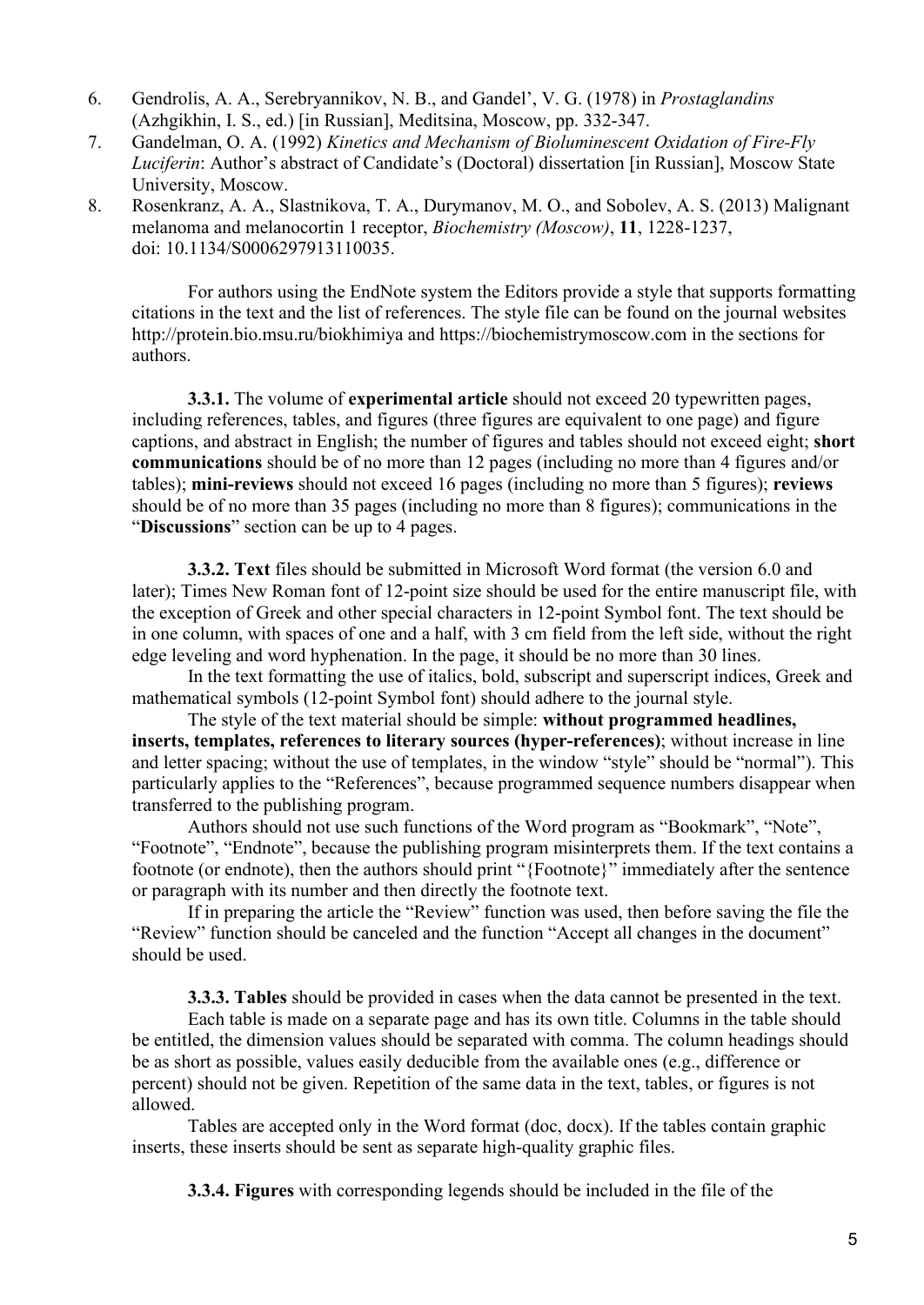6. Gendrolis, A. A., Serebryannikov, N. B., and Gandel', V. G. (1978) in *Prostaglandins* (Azhgikhin, I. S., ed.) [in Russian], Meditsina, Moscow, pp. 332-347.
7. Gandelman, O. A. (1992) *Kinetics and Mechanism of Bioluminescent Oxidation of Fire-Fly Luciferin*: Author's abstract of Candidate's (Doctoral) dissertation [in Russian], Moscow State University, Moscow.
8. Rosenkranz, A. A., Slastnikova, T. A., Durymanov, M. O., and Sobolev, A. S. (2013) Malignant melanoma and melanocortin 1 receptor, *Biochemistry (Moscow)*, **11**, 1228-1237, doi: 10.1134/S0006297913110035.

For authors using the EndNote system the Editors provide a style that supports formatting citations in the text and the list of references. The style file can be found on the journal websites http://protein.bio.msu.ru/biokhimiya and https://biochemistrymoscow.com in the sections for authors.

**3.3.1.** The volume of **experimental article** should not exceed 20 typewritten pages, including references, tables, and figures (three figures are equivalent to one page) and figure captions, and abstract in English; the number of figures and tables should not exceed eight; **short communications** should be of no more than 12 pages (including no more than 4 figures and/or tables); **mini-reviews** should not exceed 16 pages (including no more than 5 figures); **reviews** should be of no more than 35 pages (including no more than 8 figures); communications in the "**Discussions**" section can be up to 4 pages.

**3.3.2. Text** files should be submitted in Microsoft Word format (the version 6.0 and later); Times New Roman font of 12-point size should be used for the entire manuscript file, with the exception of Greek and other special characters in 12-point Symbol font. The text should be in one column, with spaces of one and a half, with 3 cm field from the left side, without the right edge leveling and word hyphenation. In the page, it should be no more than 30 lines.

In the text formatting the use of italics, bold, subscript and superscript indices, Greek and mathematical symbols (12-point Symbol font) should adhere to the journal style.

The style of the text material should be simple: **without programmed headlines, inserts, templates, references to literary sources (hyper-references)**; without increase in line and letter spacing; without the use of templates, in the window "style" should be "normal"). This particularly applies to the "References", because programmed sequence numbers disappear when transferred to the publishing program.

Authors should not use such functions of the Word program as "Bookmark", "Note", "Footnote", "Endnote", because the publishing program misinterprets them. If the text contains a footnote (or endnote), then the authors should print "{Footnote}" immediately after the sentence or paragraph with its number and then directly the footnote text.

If in preparing the article the "Review" function was used, then before saving the file the "Review" function should be canceled and the function "Accept all changes in the document" should be used.

**3.3.3. Tables** should be provided in cases when the data cannot be presented in the text.

Each table is made on a separate page and has its own title. Columns in the table should be entitled, the dimension values should be separated with comma. The column headings should be as short as possible, values easily deducible from the available ones (e.g., difference or percent) should not be given. Repetition of the same data in the text, tables, or figures is not allowed.

Tables are accepted only in the Word format (doc, docx). If the tables contain graphic inserts, these inserts should be sent as separate high-quality graphic files.

**3.3.4. Figures** with corresponding legends should be included in the file of the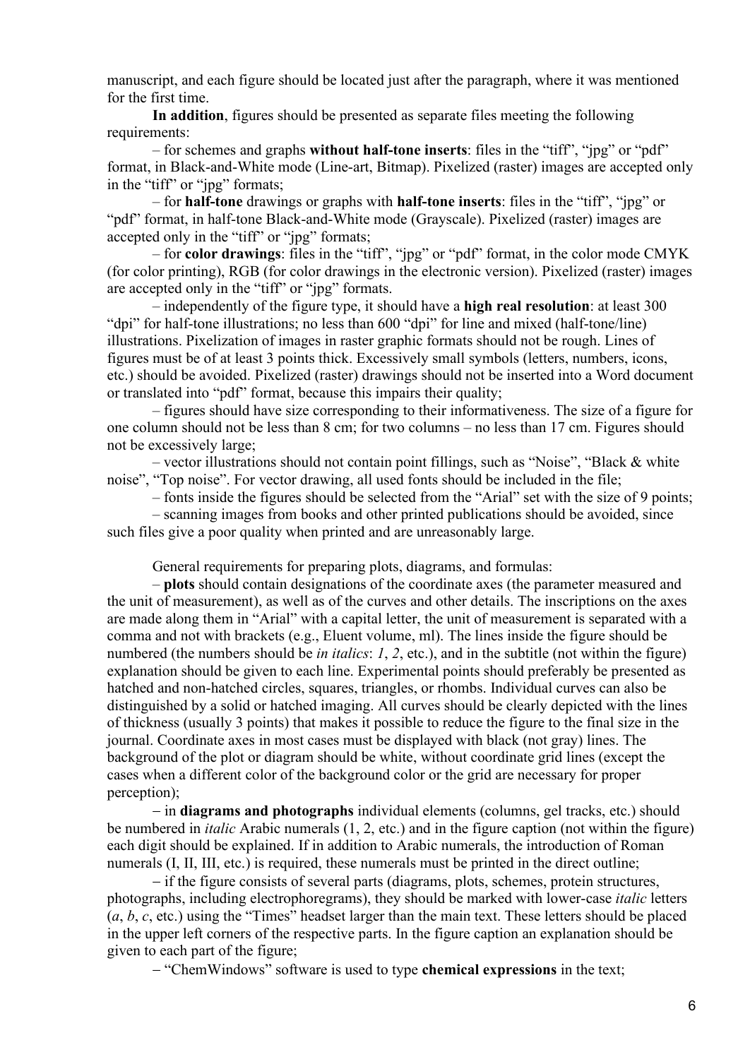manuscript, and each figure should be located just after the paragraph, where it was mentioned for the first time.

**In addition**, figures should be presented as separate files meeting the following requirements:

– for schemes and graphs **without half-tone inserts**: files in the "tiff", "jpg" or "pdf" format, in Black-and-White mode (Line-art, Bitmap). Pixelized (raster) images are accepted only in the "tiff" or "jpg" formats;

– for **half-tone** drawings or graphs with **half-tone inserts**: files in the "tiff", "jpg" or "pdf" format, in half-tone Black-and-White mode (Grayscale). Pixelized (raster) images are accepted only in the "tiff" or "jpg" formats;

– for **color drawings**: files in the "tiff", "jpg" or "pdf" format, in the color mode CMYK (for color printing), RGB (for color drawings in the electronic version). Pixelized (raster) images are accepted only in the "tiff" or "jpg" formats.

– independently of the figure type, it should have a **high real resolution**: at least 300 "dpi" for half-tone illustrations; no less than 600 "dpi" for line and mixed (half-tone/line) illustrations. Pixelization of images in raster graphic formats should not be rough. Lines of figures must be of at least 3 points thick. Excessively small symbols (letters, numbers, icons, etc.) should be avoided. Pixelized (raster) drawings should not be inserted into a Word document or translated into "pdf" format, because this impairs their quality;

– figures should have size corresponding to their informativeness. The size of a figure for one column should not be less than 8 cm; for two columns – no less than 17 cm. Figures should not be excessively large;

– vector illustrations should not contain point fillings, such as "Noise", "Black & white noise", "Top noise". For vector drawing, all used fonts should be included in the file;

– fonts inside the figures should be selected from the "Arial" set with the size of 9 points;

– scanning images from books and other printed publications should be avoided, since such files give a poor quality when printed and are unreasonably large.

General requirements for preparing plots, diagrams, and formulas:

– **plots** should contain designations of the coordinate axes (the parameter measured and the unit of measurement), as well as of the curves and other details. The inscriptions on the axes are made along them in "Arial" with a capital letter, the unit of measurement is separated with a comma and not with brackets (e.g., Eluent volume, ml). The lines inside the figure should be numbered (the numbers should be *in italics*: *1*, *2*, etc.), and in the subtitle (not within the figure) explanation should be given to each line. Experimental points should preferably be presented as hatched and non-hatched circles, squares, triangles, or rhombs. Individual curves can also be distinguished by a solid or hatched imaging. All curves should be clearly depicted with the lines of thickness (usually 3 points) that makes it possible to reduce the figure to the final size in the journal. Coordinate axes in most cases must be displayed with black (not gray) lines. The background of the plot or diagram should be white, without coordinate grid lines (except the cases when a different color of the background color or the grid are necessary for proper perception);

– in **diagrams and photographs** individual elements (columns, gel tracks, etc.) should be numbered in *italic* Arabic numerals (1, 2, etc.) and in the figure caption (not within the figure) each digit should be explained. If in addition to Arabic numerals, the introduction of Roman numerals (I, II, III, etc.) is required, these numerals must be printed in the direct outline;

– if the figure consists of several parts (diagrams, plots, schemes, protein structures, photographs, including electrophoregrams), they should be marked with lower-case *italic* letters (*a*, *b*, *c*, etc.) using the "Times" headset larger than the main text. These letters should be placed in the upper left corners of the respective parts. In the figure caption an explanation should be given to each part of the figure;

– "ChemWindows" software is used to type **chemical expressions** in the text;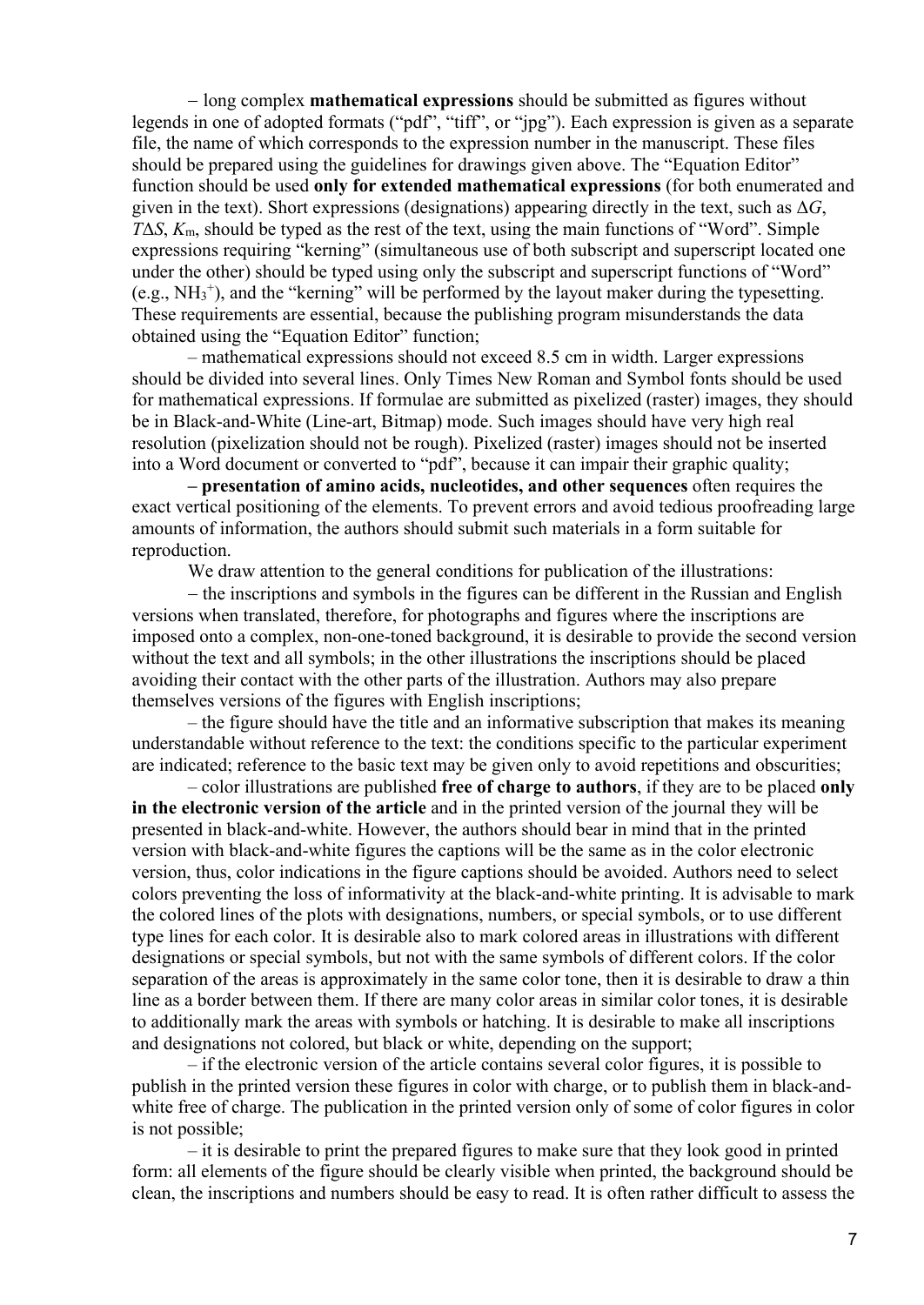– long complex **mathematical expressions** should be submitted as figures without legends in one of adopted formats ("pdf", "tiff", or "jpg"). Each expression is given as a separate file, the name of which corresponds to the expression number in the manuscript. These files should be prepared using the guidelines for drawings given above. The "Equation Editor" function should be used **only for extended mathematical expressions** (for both enumerated and given in the text). Short expressions (designations) appearing directly in the text, such as $\Delta G$, $T\Delta S$, $K_m$, should be typed as the rest of the text, using the main functions of "Word". Simple expressions requiring "kerning" (simultaneous use of both subscript and superscript located one under the other) should be typed using only the subscript and superscript functions of "Word" (e.g., $NH_3^+$), and the "kerning" will be performed by the layout maker during the typesetting. These requirements are essential, because the publishing program misunderstands the data obtained using the "Equation Editor" function;

– mathematical expressions should not exceed 8.5 cm in width. Larger expressions should be divided into several lines. Only Times New Roman and Symbol fonts should be used for mathematical expressions. If formulae are submitted as pixelized (raster) images, they should be in Black-and-White (Line-art, Bitmap) mode. Such images should have very high real resolution (pixelization should not be rough). Pixelized (raster) images should not be inserted into a Word document or converted to "pdf", because it can impair their graphic quality;

**– presentation of amino acids, nucleotides, and other sequences** often requires the exact vertical positioning of the elements. To prevent errors and avoid tedious proofreading large amounts of information, the authors should submit such materials in a form suitable for reproduction.

We draw attention to the general conditions for publication of the illustrations:

– the inscriptions and symbols in the figures can be different in the Russian and English versions when translated, therefore, for photographs and figures where the inscriptions are imposed onto a complex, non-one-toned background, it is desirable to provide the second version without the text and all symbols; in the other illustrations the inscriptions should be placed avoiding their contact with the other parts of the illustration. Authors may also prepare themselves versions of the figures with English inscriptions;

– the figure should have the title and an informative subscription that makes its meaning understandable without reference to the text: the conditions specific to the particular experiment are indicated; reference to the basic text may be given only to avoid repetitions and obscurities;

– color illustrations are published **free of charge to authors**, if they are to be placed **only in the electronic version of the article** and in the printed version of the journal they will be presented in black-and-white. However, the authors should bear in mind that in the printed version with black-and-white figures the captions will be the same as in the color electronic version, thus, color indications in the figure captions should be avoided. Authors need to select colors preventing the loss of informativity at the black-and-white printing. It is advisable to mark the colored lines of the plots with designations, numbers, or special symbols, or to use different type lines for each color. It is desirable also to mark colored areas in illustrations with different designations or special symbols, but not with the same symbols of different colors. If the color separation of the areas is approximately in the same color tone, then it is desirable to draw a thin line as a border between them. If there are many color areas in similar color tones, it is desirable to additionally mark the areas with symbols or hatching. It is desirable to make all inscriptions and designations not colored, but black or white, depending on the support;

– if the electronic version of the article contains several color figures, it is possible to publish in the printed version these figures in color with charge, or to publish them in black-and-white free of charge. The publication in the printed version only of some of color figures in color is not possible;

– it is desirable to print the prepared figures to make sure that they look good in printed form: all elements of the figure should be clearly visible when printed, the background should be clean, the inscriptions and numbers should be easy to read. It is often rather difficult to assess the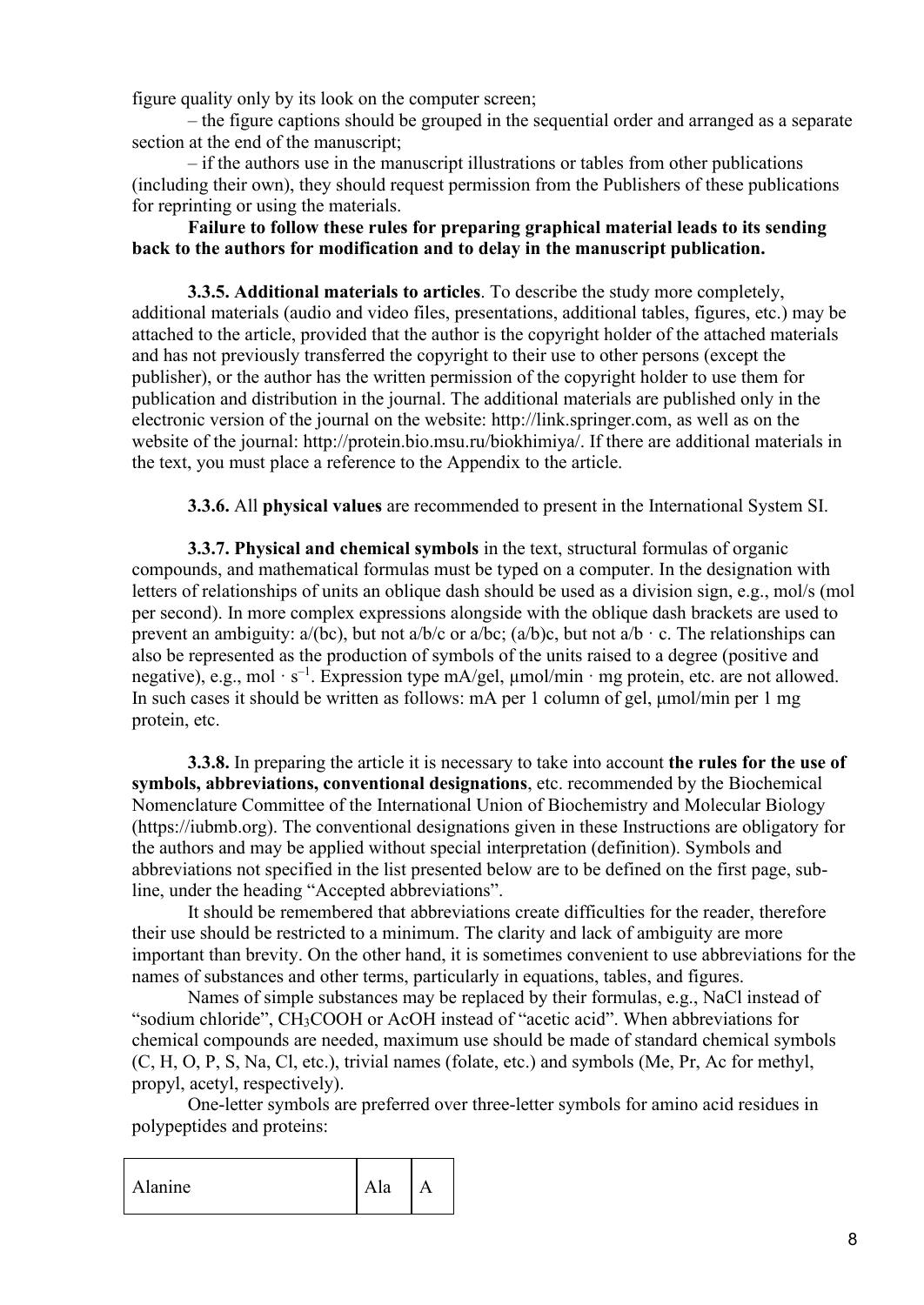figure quality only by its look on the computer screen;

– the figure captions should be grouped in the sequential order and arranged as a separate section at the end of the manuscript;

– if the authors use in the manuscript illustrations or tables from other publications (including their own), they should request permission from the Publishers of these publications for reprinting or using the materials.

**Failure to follow these rules for preparing graphical material leads to its sending back to the authors for modification and to delay in the manuscript publication.**

**3.3.5. Additional materials to articles**. To describe the study more completely, additional materials (audio and video files, presentations, additional tables, figures, etc.) may be attached to the article, provided that the author is the copyright holder of the attached materials and has not previously transferred the copyright to their use to other persons (except the publisher), or the author has the written permission of the copyright holder to use them for publication and distribution in the journal. The additional materials are published only in the electronic version of the journal on the website: http://link.springer.com, as well as on the website of the journal: http://protein.bio.msu.ru/biokhimiya/. If there are additional materials in the text, you must place a reference to the Appendix to the article.

**3.3.6.** All **physical values** are recommended to present in the International System SI.

**3.3.7. Physical and chemical symbols** in the text, structural formulas of organic compounds, and mathematical formulas must be typed on a computer. In the designation with letters of relationships of units an oblique dash should be used as a division sign, e.g., mol/s (mol per second). In more complex expressions alongside with the oblique dash brackets are used to prevent an ambiguity: a/(bc), but not a/b/c or a/bc; (a/b)c, but not a/b · c. The relationships can also be represented as the production of symbols of the units raised to a degree (positive and negative), e.g., mol · $s^{-1}$. Expression type mA/gel, µmol/min · mg protein, etc. are not allowed. In such cases it should be written as follows: mA per 1 column of gel, µmol/min per 1 mg protein, etc.

**3.3.8.** In preparing the article it is necessary to take into account **the rules for the use of symbols, abbreviations, conventional designations**, etc. recommended by the Biochemical Nomenclature Committee of the International Union of Biochemistry and Molecular Biology (https://iubmb.org). The conventional designations given in these Instructions are obligatory for the authors and may be applied without special interpretation (definition). Symbols and abbreviations not specified in the list presented below are to be defined on the first page, sub-line, under the heading "Accepted abbreviations".

It should be remembered that abbreviations create difficulties for the reader, therefore their use should be restricted to a minimum. The clarity and lack of ambiguity are more important than brevity. On the other hand, it is sometimes convenient to use abbreviations for the names of substances and other terms, particularly in equations, tables, and figures.

Names of simple substances may be replaced by their formulas, e.g., NaCl instead of "sodium chloride", $CH_3COOH$ or AcOH instead of "acetic acid". When abbreviations for chemical compounds are needed, maximum use should be made of standard chemical symbols (C, H, O, P, S, Na, Cl, etc.), trivial names (folate, etc.) and symbols (Me, Pr, Ac for methyl, propyl, acetyl, respectively).

One-letter symbols are preferred over three-letter symbols for amino acid residues in polypeptides and proteins:

| | | |
|---|---|---|
| Alanine | Ala | A |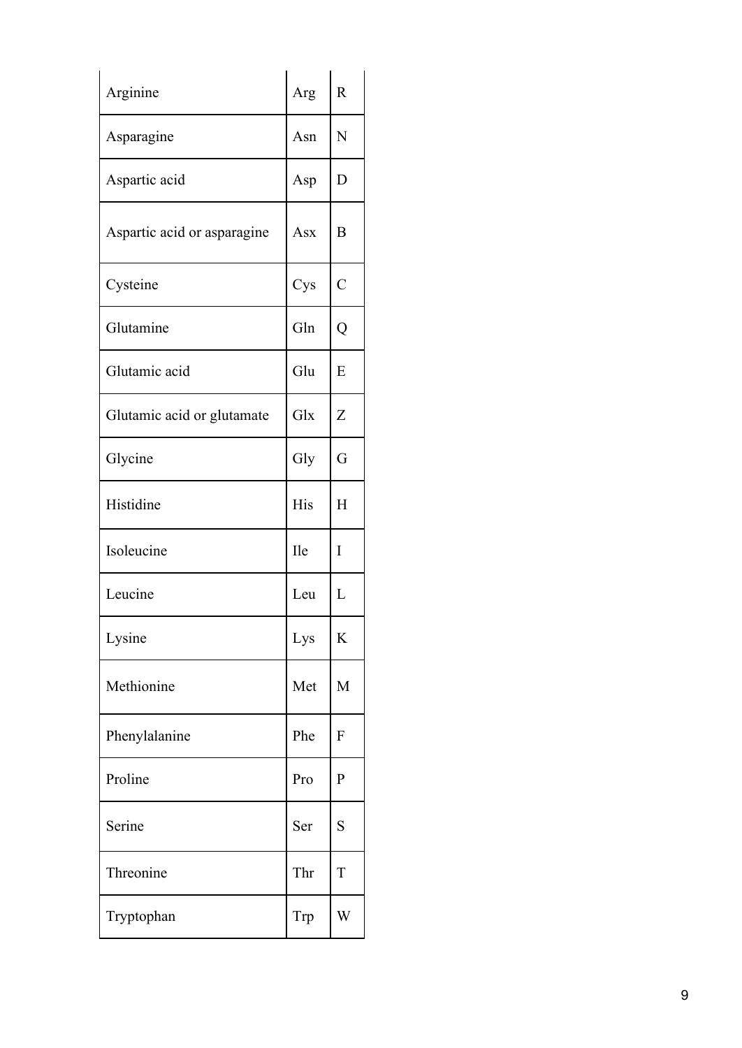| Arginine | Arg | R |
|---|---|---|
| Asparagine | Asn | N |
| Aspartic acid | Asp | D |
| Aspartic acid or asparagine | Asx | B |
| Cysteine | Cys | C |
| Glutamine | Gln | Q |
| Glutamic acid | Glu | E |
| Glutamic acid or glutamate | Glx | Z |
| Glycine | Gly | G |
| Histidine | His | H |
| Isoleucine | Ile | I |
| Leucine | Leu | L |
| Lysine | Lys | K |
| Methionine | Met | M |
| Phenylalanine | Phe | F |
| Proline | Pro | P |
| Serine | Ser | S |
| Threonine | Thr | T |
| Tryptophan | Trp | W |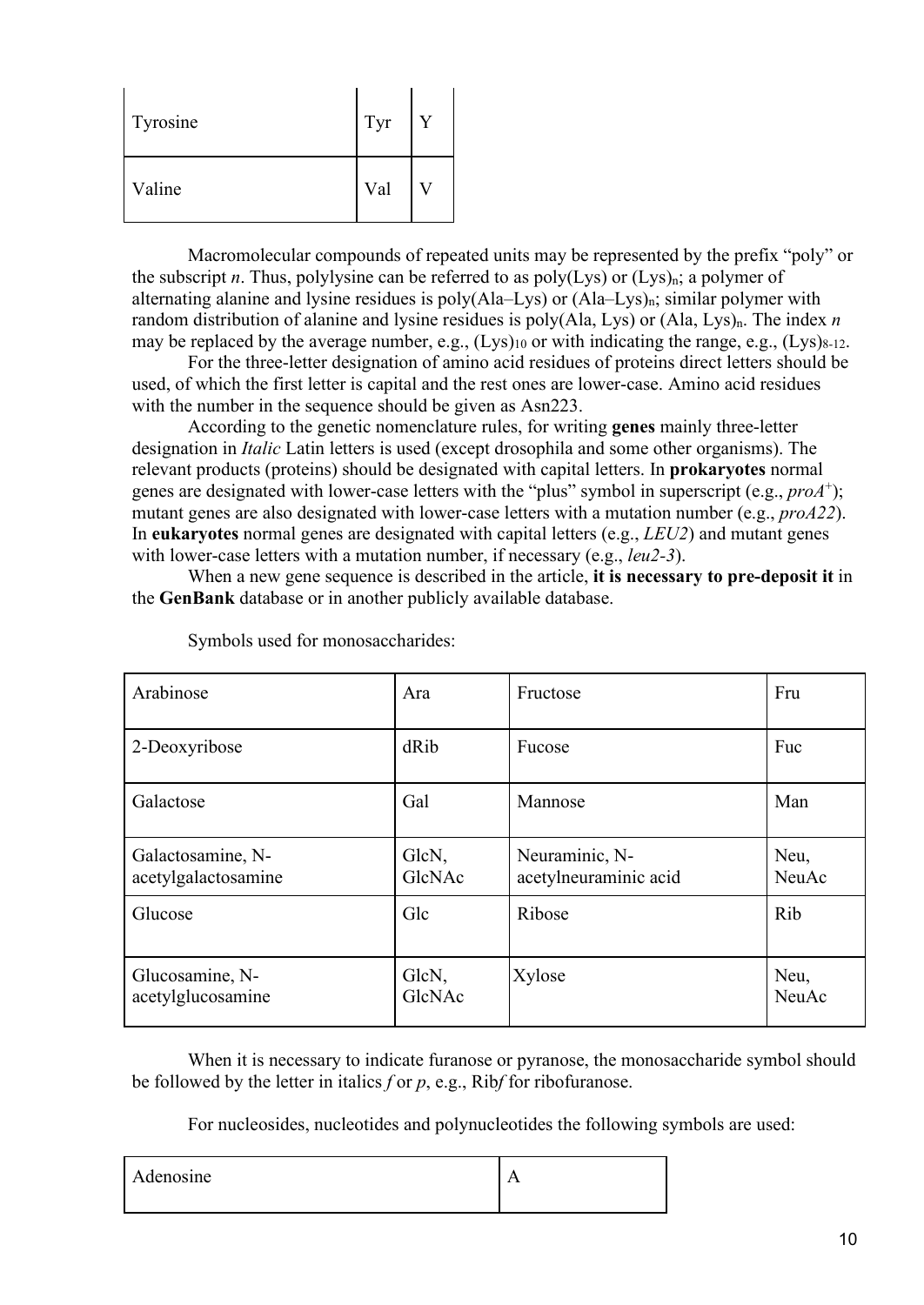| | | |
|---|---|---|
| Tyrosine | Tyr | Y |
| Valine | Val | V |

Macromolecular compounds of repeated units may be represented by the prefix "poly" or the subscript *n*. Thus, polylysine can be referred to as poly(Lys) or $(Lys)_n$; a polymer of alternating alanine and lysine residues is poly(Ala–Lys) or $(Ala–Lys)_n$; similar polymer with random distribution of alanine and lysine residues is poly(Ala, Lys) or $(Ala, Lys)_n$. The index *n* may be replaced by the average number, e.g., $(Lys)_{10}$ or with indicating the range, e.g., $(Lys)_{8\text{-}12}$.

For the three-letter designation of amino acid residues of proteins direct letters should be used, of which the first letter is capital and the rest ones are lower-case. Amino acid residues with the number in the sequence should be given as Asn223.

According to the genetic nomenclature rules, for writing **genes** mainly three-letter designation in *Italic* Latin letters is used (except drosophila and some other organisms). The relevant products (proteins) should be designated with capital letters. In **prokaryotes** normal genes are designated with lower-case letters with the "plus" symbol in superscript (e.g., $proA^{+}$); mutant genes are also designated with lower-case letters with a mutation number (e.g., *proA22*). In **eukaryotes** normal genes are designated with capital letters (e.g., *LEU2*) and mutant genes with lower-case letters with a mutation number, if necessary (e.g., *leu2-3*).

When a new gene sequence is described in the article, **it is necessary to pre-deposit it** in the **GenBank** database or in another publicly available database.

Symbols used for monosaccharides:

| | | | |
|---|---|---|---|
| Arabinose | Ara | Fructose | Fru |
| 2-Deoxyribose | dRib | Fucose | Fuc |
| Galactose | Gal | Mannose | Man |
| Galactosamine, N-acetylgalactosamine | GlcN, GlcNAc | Neuraminic, N-acetylneuraminic acid | Neu, NeuAc |
| Glucose | Glc | Ribose | Rib |
| Glucosamine, N-acetylglucosamine | GlcN, GlcNAc | Xylose | Neu, NeuAc |

When it is necessary to indicate furanose or pyranose, the monosaccharide symbol should be followed by the letter in italics *f* or *p*, e.g., Rib*f* for ribofuranose.

For nucleosides, nucleotides and polynucleotides the following symbols are used:

| | |
|---|---|
| Adenosine | A |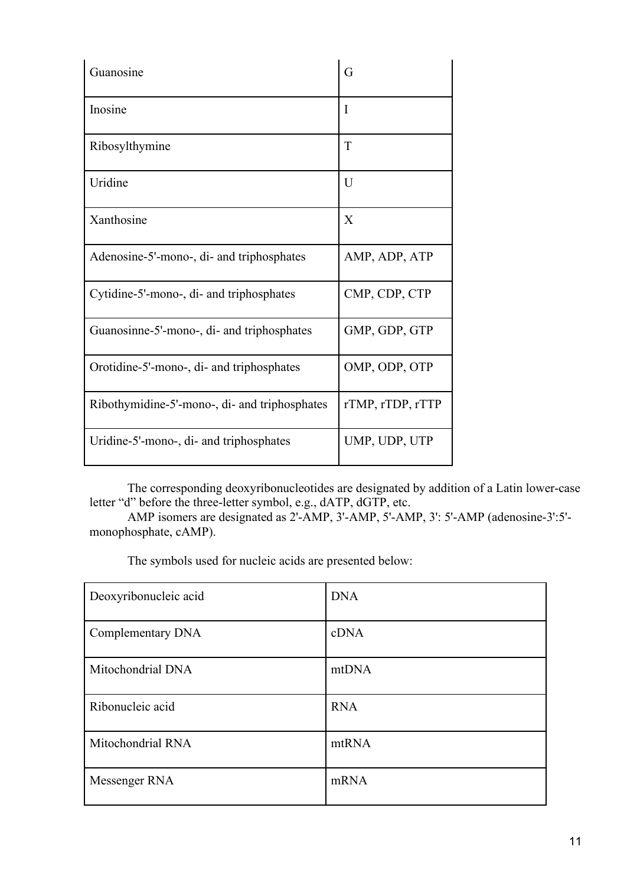| | |
|---|---|
| Guanosine | G |
| Inosine | I |
| Ribosylthymine | T |
| Uridine | U |
| Xanthosine | X |
| Adenosine-5'-mono-, di- and triphosphates | AMP, ADP, ATP |
| Cytidine-5'-mono-, di- and triphosphates | CMP, CDP, CTP |
| Guanosinne-5'-mono-, di- and triphosphates | GMP, GDP, GTP |
| Orotidine-5'-mono-, di- and triphosphates | OMP, ODP, OTP |
| Ribothymidine-5'-mono-, di- and triphosphates | rTMP, rTDP, rTTP |
| Uridine-5'-mono-, di- and triphosphates | UMP, UDP, UTP |

The corresponding deoxyribonucleotides are designated by addition of a Latin lower-case letter "d" before the three-letter symbol, e.g., dATP, dGTP, etc.

AMP isomers are designated as 2'-AMP, 3'-AMP, 5'-AMP, 3': 5'-AMP (adenosine-3':5'-monophosphate, cAMP).

The symbols used for nucleic acids are presented below:

| | |
|---|---|
| Deoxyribonucleic acid | DNA |
| Complementary DNA | cDNA |
| Mitochondrial DNA | mtDNA |
| Ribonucleic acid | RNA |
| Mitochondrial RNA | mtRNA |
| Messenger RNA | mRNA |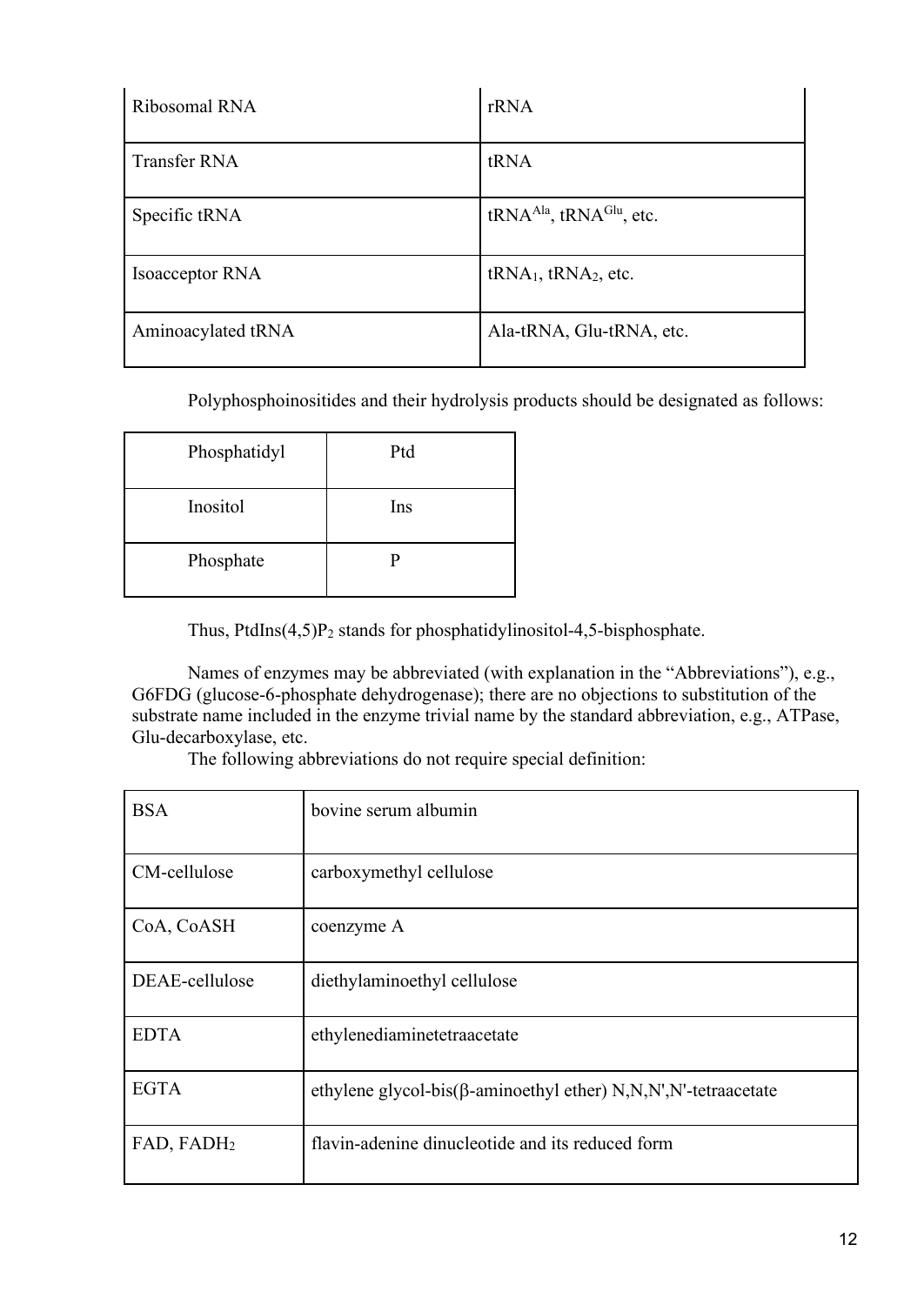| Ribosomal RNA | rRNA |
|---|---|
| Transfer RNA | tRNA |
| Specific tRNA | $tRNA^{Ala}$, $tRNA^{Glu}$, etc. |
| Isoacceptor RNA | $tRNA_1$, $tRNA_2$, etc. |
| Aminoacylated tRNA | Ala-tRNA, Glu-tRNA, etc. |

Polyphosphoinositides and their hydrolysis products should be designated as follows:

| Phosphatidyl | Ptd |
|---|---|
| Inositol | Ins |
| Phosphate | P |

Thus, $PtdIns(4,5)P_2$ stands for phosphatidylinositol-4,5-bisphosphate.

Names of enzymes may be abbreviated (with explanation in the "Abbreviations"), e.g., G6FDG (glucose-6-phosphate dehydrogenase); there are no objections to substitution of the substrate name included in the enzyme trivial name by the standard abbreviation, e.g., ATPase, Glu-decarboxylase, etc.

The following abbreviations do not require special definition:

| BSA | bovine serum albumin |
|---|---|
| CM-cellulose | carboxymethyl cellulose |
| CoA, CoASH | coenzyme A |
| DEAE-cellulose | diethylaminoethyl cellulose |
| EDTA | ethylenediaminetetraacetate |
| EGTA | ethylene glycol-bis(β-aminoethyl ether) N,N,N',N'-tetraacetate |
| FAD, $FADH_2$ | flavin-adenine dinucleotide and its reduced form |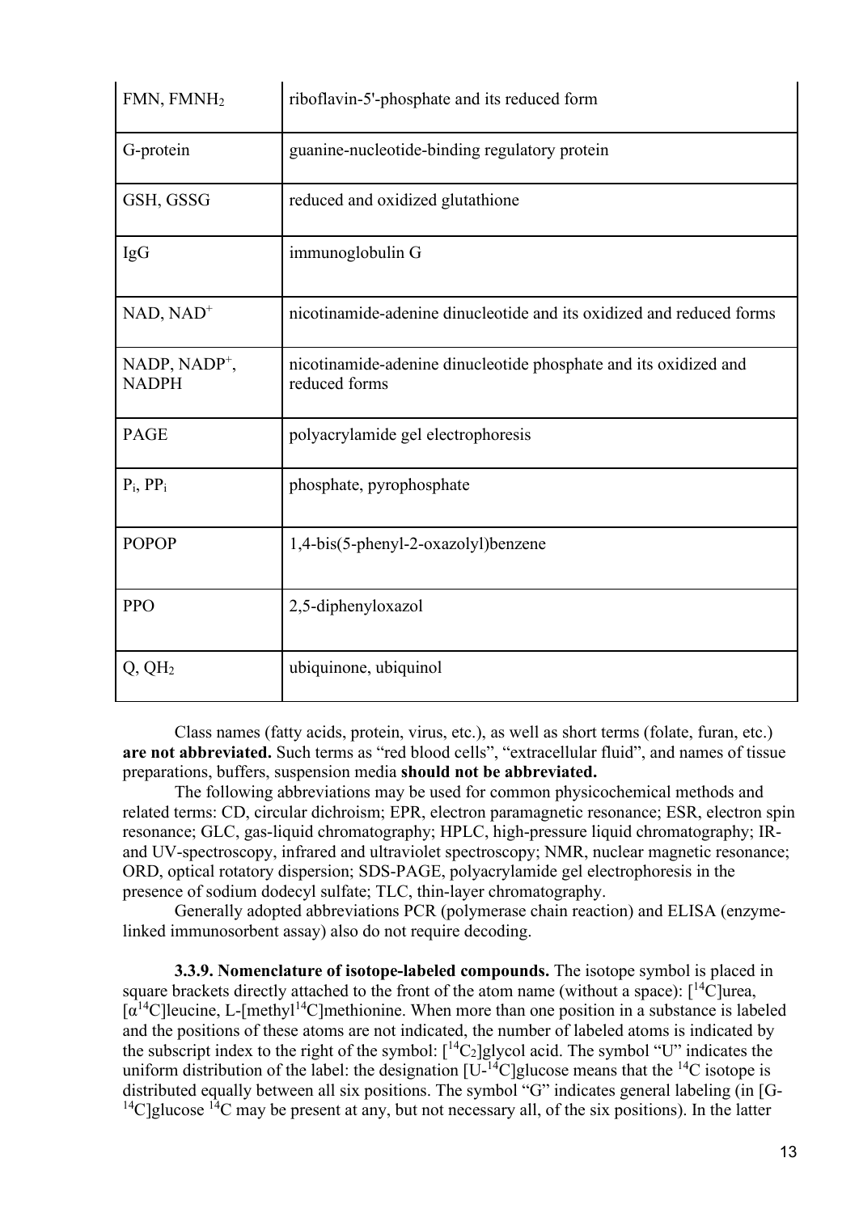| | |
|---|---|
| FMN, $FMNH_2$ | riboflavin-5'-phosphate and its reduced form |
| G-protein | guanine-nucleotide-binding regulatory protein |
| GSH, GSSG | reduced and oxidized glutathione |
| IgG | immunoglobulin G |
| NAD, $NAD^+$ | nicotinamide-adenine dinucleotide and its oxidized and reduced forms |
| NADP, $NADP^+$, NADPH | nicotinamide-adenine dinucleotide phosphate and its oxidized and reduced forms |
| PAGE | polyacrylamide gel electrophoresis |
| $P_i$, $PP_i$ | phosphate, pyrophosphate |
| POPOP | 1,4-bis(5-phenyl-2-oxazolyl)benzene |
| PPO | 2,5-diphenyloxazol |
| Q, $QH_2$ | ubiquinone, ubiquinol |

Class names (fatty acids, protein, virus, etc.), as well as short terms (folate, furan, etc.) **are not abbreviated.** Such terms as "red blood cells", "extracellular fluid", and names of tissue preparations, buffers, suspension media **should not be abbreviated.**

The following abbreviations may be used for common physicochemical methods and related terms: CD, circular dichroism; EPR, electron paramagnetic resonance; ESR, electron spin resonance; GLC, gas-liquid chromatography; HPLC, high-pressure liquid chromatography; IR- and UV-spectroscopy, infrared and ultraviolet spectroscopy; NMR, nuclear magnetic resonance; ORD, optical rotatory dispersion; SDS-PAGE, polyacrylamide gel electrophoresis in the presence of sodium dodecyl sulfate; TLC, thin-layer chromatography.

Generally adopted abbreviations PCR (polymerase chain reaction) and ELISA (enzyme-linked immunosorbent assay) also do not require decoding.

**3.3.9. Nomenclature of isotope-labeled compounds.** The isotope symbol is placed in square brackets directly attached to the front of the atom name (without a space): [$^{14}$C]urea, [$\alpha^{14}$C]leucine, L-[methyl$^{14}$C]methionine. When more than one position in a substance is labeled and the positions of these atoms are not indicated, the number of labeled atoms is indicated by the subscript index to the right of the symbol: [$^{14}C_2$]glycol acid. The symbol "U" indicates the uniform distribution of the label: the designation [U-$^{14}$C]glucose means that the $^{14}$C isotope is distributed equally between all six positions. The symbol "G" indicates general labeling (in [G-$^{14}$C]glucose $^{14}$C may be present at any, but not necessary all, of the six positions). In the latter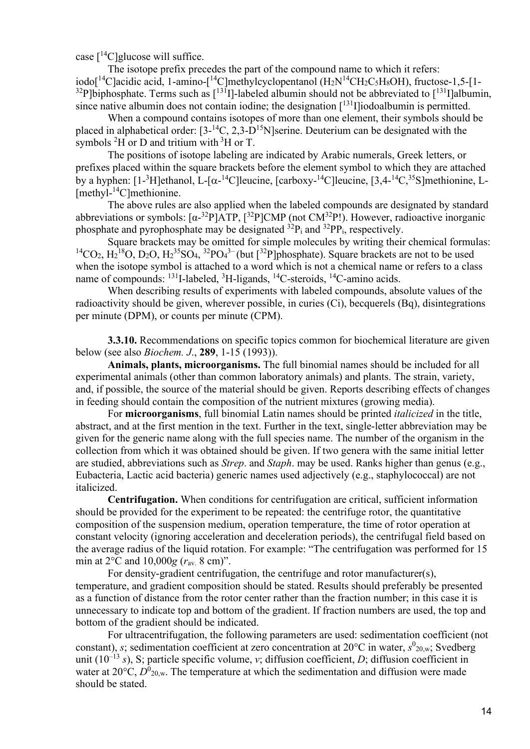case [$^{14}$C]glucose will suffice.

The isotope prefix precedes the part of the compound name to which it refers: iodo[$^{14}$C]acidic acid, 1-amino-[$^{14}$C]methylcyclopentanol ($H_2N^{14}CH_2C_5H_8OH$), fructose-1,5-[1-$^{32}$P]biphosphate. Terms such as [$^{131}$I]-labeled albumin should not be abbreviated to [$^{131}$I]albumin, since native albumin does not contain iodine; the designation [$^{131}$I]iodoalbumin is permitted.

When a compound contains isotopes of more than one element, their symbols should be placed in alphabetical order: [3-$^{14}$C, 2,3-D$^{15}$N]serine. Deuterium can be designated with the symbols $^2$H or D and tritium with $^3$H or T.

The positions of isotope labeling are indicated by Arabic numerals, Greek letters, or prefixes placed within the square brackets before the element symbol to which they are attached by a hyphen: [1-$^3$H]ethanol, L-[α-$^{14}$C]leucine, [carboxy-$^{14}$C]leucine, [3,4-$^{14}$C,$^{35}$S]methionine, L-[methyl-$^{14}$C]methionine.

The above rules are also applied when the labeled compounds are designated by standard abbreviations or symbols: [α-$^{32}$P]ATP, [$^{32}$P]CMP (not CM$^{32}$P!). However, radioactive inorganic phosphate and pyrophosphate may be designated $^{32}P_i$ and $^{32}PP_i$, respectively.

Square brackets may be omitted for simple molecules by writing their chemical formulas: $^{14}CO_2$, $H_2{}^{18}O$, $D_2O$, $H_2{}^{35}SO_4$, $^{32}PO_4{}^{3-}$ (but [$^{32}$P]phosphate). Square brackets are not to be used when the isotope symbol is attached to a word which is not a chemical name or refers to a class name of compounds: $^{131}$I-labeled, $^3$H-ligands, $^{14}$C-steroids, $^{14}$C-amino acids.

When describing results of experiments with labeled compounds, absolute values of the radioactivity should be given, wherever possible, in curies (Ci), becquerels (Bq), disintegrations per minute (DPM), or counts per minute (CPM).

**3.3.10.** Recommendations on specific topics common for biochemical literature are given below (see also *Biochem. J.*, **289**, 1-15 (1993)).

**Animals, plants, microorganisms.** The full binomial names should be included for all experimental animals (other than common laboratory animals) and plants. The strain, variety, and, if possible, the source of the material should be given. Reports describing effects of changes in feeding should contain the composition of the nutrient mixtures (growing media).

For **microorganisms**, full binomial Latin names should be printed *italicized* in the title, abstract, and at the first mention in the text. Further in the text, single-letter abbreviation may be given for the generic name along with the full species name. The number of the organism in the collection from which it was obtained should be given. If two genera with the same initial letter are studied, abbreviations such as *Strep*. and *Staph*. may be used. Ranks higher than genus (e.g., Eubacteria, Lactic acid bacteria) generic names used adjectively (e.g., staphylococcal) are not italicized.

**Centrifugation.** When conditions for centrifugation are critical, sufficient information should be provided for the experiment to be repeated: the centrifuge rotor, the quantitative composition of the suspension medium, operation temperature, the time of rotor operation at constant velocity (ignoring acceleration and deceleration periods), the centrifugal field based on the average radius of the liquid rotation. For example: "The centrifugation was performed for 15 min at 2°C and 10,000*g* ($r_{av.}$ 8 cm)".

For density-gradient centrifugation, the centrifuge and rotor manufacturer(s), temperature, and gradient composition should be stated. Results should preferably be presented as a function of distance from the rotor center rather than the fraction number; in this case it is unnecessary to indicate top and bottom of the gradient. If fraction numbers are used, the top and bottom of the gradient should be indicated.

For ultracentrifugation, the following parameters are used: sedimentation coefficient (not constant), $s$; sedimentation coefficient at zero concentration at 20°C in water, $s^0_{20,w}$; Svedberg unit ($10^{-13}$ $s$), S; particle specific volume, $v$; diffusion coefficient, $D$; diffusion coefficient in water at 20°C, $D^0_{20,w}$. The temperature at which the sedimentation and diffusion were made should be stated.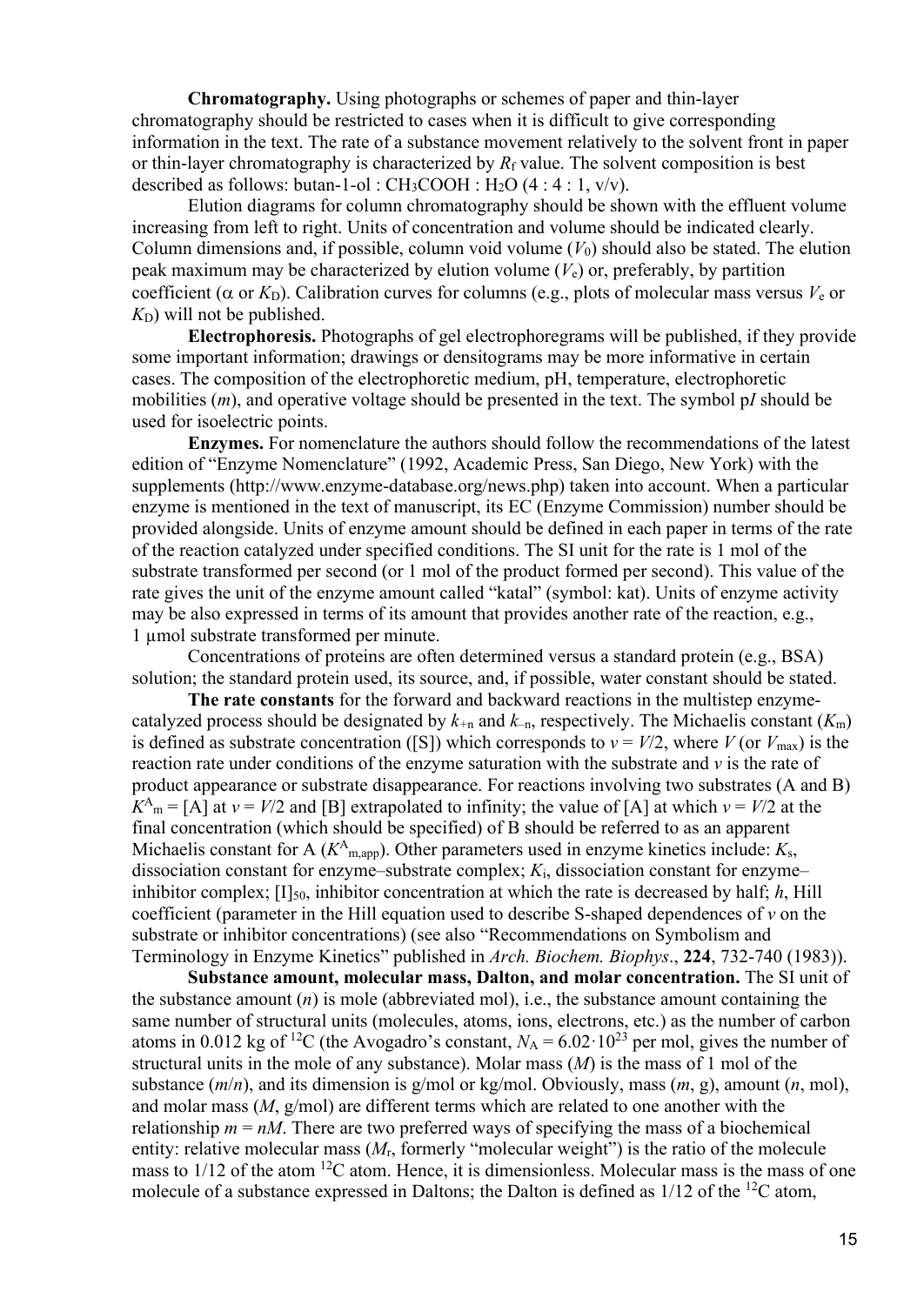**Chromatography.** Using photographs or schemes of paper and thin-layer chromatography should be restricted to cases when it is difficult to give corresponding information in the text. The rate of a substance movement relatively to the solvent front in paper or thin-layer chromatography is characterized by $R_f$ value. The solvent composition is best described as follows: butan-1-ol : $CH_3COOH$ : $H_2O$ (4 : 4 : 1, v/v).

Elution diagrams for column chromatography should be shown with the effluent volume increasing from left to right. Units of concentration and volume should be indicated clearly. Column dimensions and, if possible, column void volume ($V_0$) should also be stated. The elution peak maximum may be characterized by elution volume ($V_e$) or, preferably, by partition coefficient ($\alpha$ or $K_D$). Calibration curves for columns (e.g., plots of molecular mass versus $V_e$ or $K_D$) will not be published.

**Electrophoresis.** Photographs of gel electrophoregrams will be published, if they provide some important information; drawings or densitograms may be more informative in certain cases. The composition of the electrophoretic medium, pH, temperature, electrophoretic mobilities ($m$), and operative voltage should be presented in the text. The symbol p$I$ should be used for isoelectric points.

**Enzymes.** For nomenclature the authors should follow the recommendations of the latest edition of "Enzyme Nomenclature" (1992, Academic Press, San Diego, New York) with the supplements (http://www.enzyme-database.org/news.php) taken into account. When a particular enzyme is mentioned in the text of manuscript, its EC (Enzyme Commission) number should be provided alongside. Units of enzyme amount should be defined in each paper in terms of the rate of the reaction catalyzed under specified conditions. The SI unit for the rate is 1 mol of the substrate transformed per second (or 1 mol of the product formed per second). This value of the rate gives the unit of the enzyme amount called "katal" (symbol: kat). Units of enzyme activity may be also expressed in terms of its amount that provides another rate of the reaction, e.g., 1 µmol substrate transformed per minute.

Concentrations of proteins are often determined versus a standard protein (e.g., BSA) solution; the standard protein used, its source, and, if possible, water constant should be stated.

**The rate constants** for the forward and backward reactions in the multistep enzyme-catalyzed process should be designated by $k_{+n}$ and $k_{-n}$, respectively. The Michaelis constant ($K_m$) is defined as substrate concentration ([S]) which corresponds to $v = V/2$, where $V$ (or $V_{max}$) is the reaction rate under conditions of the enzyme saturation with the substrate and $v$ is the rate of product appearance or substrate disappearance. For reactions involving two substrates (A and B) $K^A_m$ = [A] at $v = V/2$ and [B] extrapolated to infinity; the value of [A] at which $v = V/2$ at the final concentration (which should be specified) of B should be referred to as an apparent Michaelis constant for A ($K^A_{m,app}$). Other parameters used in enzyme kinetics include: $K_s$, dissociation constant for enzyme–substrate complex; $K_i$, dissociation constant for enzyme–inhibitor complex; $[I]_{50}$, inhibitor concentration at which the rate is decreased by half; $h$, Hill coefficient (parameter in the Hill equation used to describe S-shaped dependences of $v$ on the substrate or inhibitor concentrations) (see also "Recommendations on Symbolism and Terminology in Enzyme Kinetics" published in *Arch. Biochem. Biophys*., **224**, 732-740 (1983)).

**Substance amount, molecular mass, Dalton, and molar concentration.** The SI unit of the substance amount ($n$) is mole (abbreviated mol), i.e., the substance amount containing the same number of structural units (molecules, atoms, ions, electrons, etc.) as the number of carbon atoms in 0.012 kg of $^{12}C$ (the Avogadro's constant, $N_A = 6.02 \cdot 10^{23}$ per mol, gives the number of structural units in the mole of any substance). Molar mass ($M$) is the mass of 1 mol of the substance ($m/n$), and its dimension is g/mol or kg/mol. Obviously, mass ($m$, g), amount ($n$, mol), and molar mass ($M$, g/mol) are different terms which are related to one another with the relationship $m = nM$. There are two preferred ways of specifying the mass of a biochemical entity: relative molecular mass ($M_r$, formerly "molecular weight") is the ratio of the molecule mass to 1/12 of the atom $^{12}C$ atom. Hence, it is dimensionless. Molecular mass is the mass of one molecule of a substance expressed in Daltons; the Dalton is defined as 1/12 of the $^{12}C$ atom,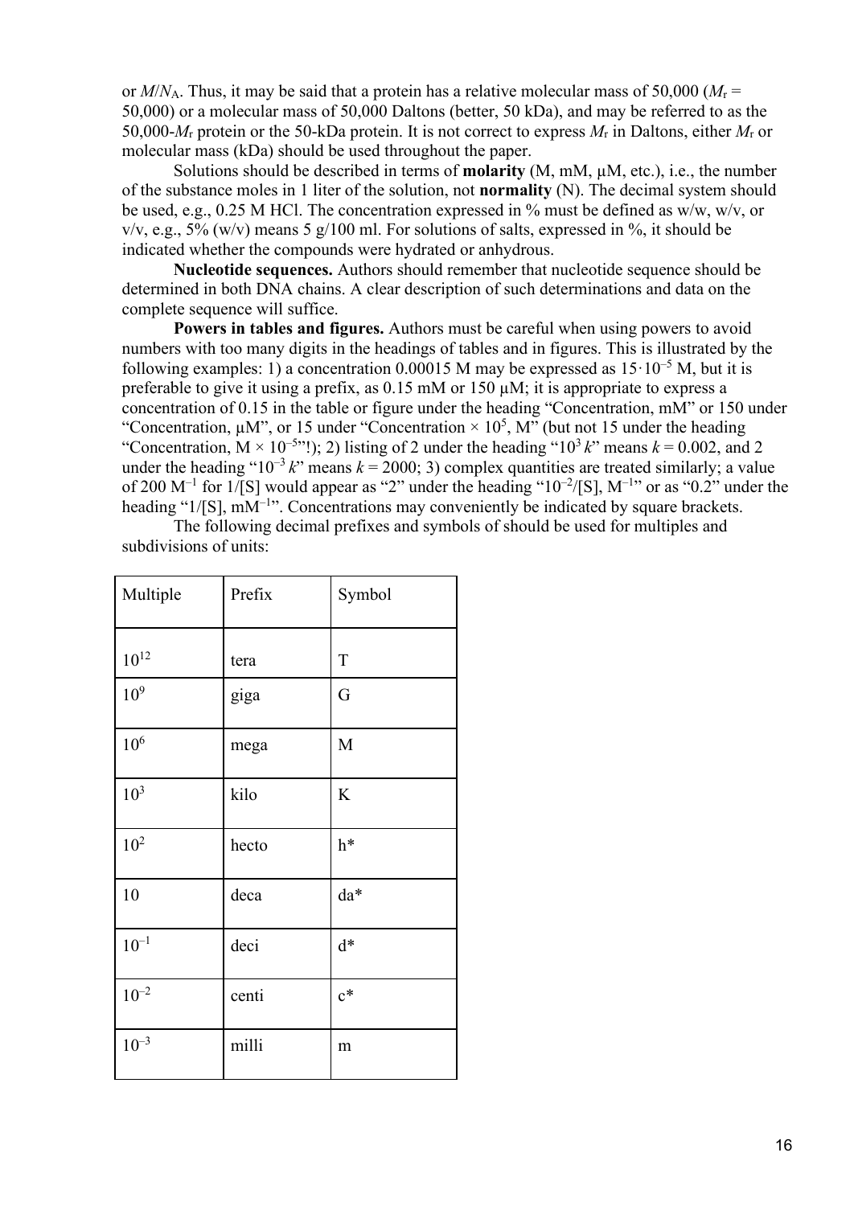or $M/N_A$. Thus, it may be said that a protein has a relative molecular mass of 50,000 ($M_r$ = 50,000) or a molecular mass of 50,000 Daltons (better, 50 kDa), and may be referred to as the 50,000-$M_r$ protein or the 50-kDa protein. It is not correct to express $M_r$ in Daltons, either $M_r$ or molecular mass (kDa) should be used throughout the paper.

Solutions should be described in terms of **molarity** (M, mM, μM, etc.), i.e., the number of the substance moles in 1 liter of the solution, not **normality** (N). The decimal system should be used, e.g., 0.25 M HCl. The concentration expressed in % must be defined as w/w, w/v, or v/v, e.g., 5% (w/v) means 5 g/100 ml. For solutions of salts, expressed in %, it should be indicated whether the compounds were hydrated or anhydrous.

**Nucleotide sequences.** Authors should remember that nucleotide sequence should be determined in both DNA chains. A clear description of such determinations and data on the complete sequence will suffice.

**Powers in tables and figures.** Authors must be careful when using powers to avoid numbers with too many digits in the headings of tables and in figures. This is illustrated by the following examples: 1) a concentration 0.00015 M may be expressed as $15 \cdot 10^{-5}$ M, but it is preferable to give it using a prefix, as 0.15 mM or 150 μM; it is appropriate to express a concentration of 0.15 in the table or figure under the heading "Concentration, mM" or 150 under "Concentration, μM", or 15 under "Concentration $\times 10^5$, M" (but not 15 under the heading "Concentration, M $\times 10^{-5}$"!); 2) listing of 2 under the heading "$10^3\,k$" means $k = 0.002$, and 2 under the heading "$10^{-3}\,k$" means $k = 2000$; 3) complex quantities are treated similarly; a value of 200 $M^{-1}$ for 1/[S] would appear as "2" under the heading "$10^{-2}$/[S], $M^{-1}$" or as "0.2" under the heading "1/[S], $mM^{-1}$". Concentrations may conveniently be indicated by square brackets.

The following decimal prefixes and symbols of should be used for multiples and subdivisions of units:

| Multiple | Prefix | Symbol |
|---|---|---|
| $10^{12}$ | tera | T |
| $10^{9}$ | giga | G |
| $10^{6}$ | mega | M |
| $10^{3}$ | kilo | K |
| $10^{2}$ | hecto | h* |
| 10 | deca | da* |
| $10^{-1}$ | deci | d* |
| $10^{-2}$ | centi | c* |
| $10^{-3}$ | milli | m |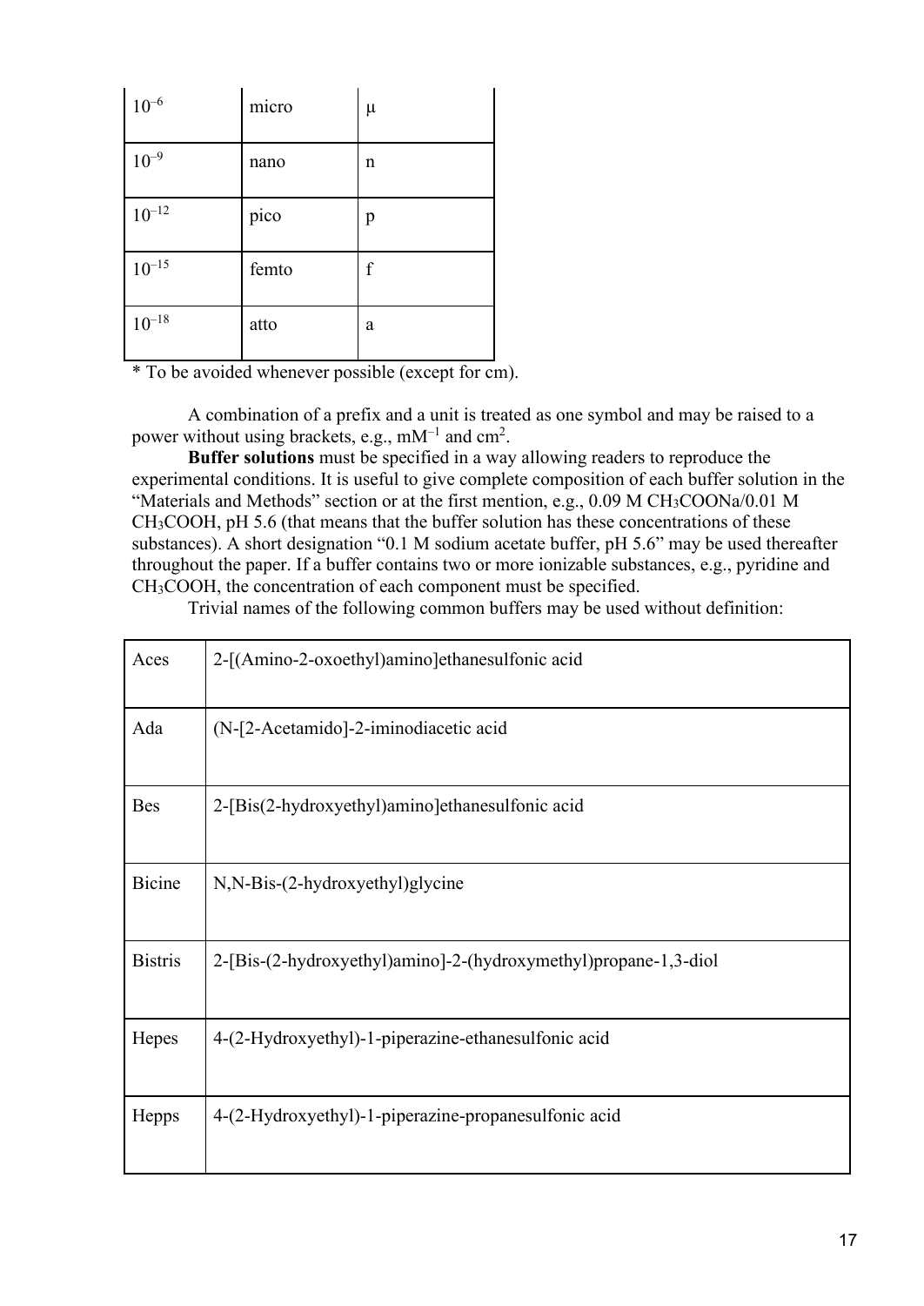| $10^{-6}$ | micro | μ |
|---|---|---|
| $10^{-9}$ | nano | n |
| $10^{-12}$ | pico | p |
| $10^{-15}$ | femto | f |
| $10^{-18}$ | atto | a |

* To be avoided whenever possible (except for cm).

A combination of a prefix and a unit is treated as one symbol and may be raised to a power without using brackets, e.g., $mM^{-1}$ and $cm^2$.

**Buffer solutions** must be specified in a way allowing readers to reproduce the experimental conditions. It is useful to give complete composition of each buffer solution in the "Materials and Methods" section or at the first mention, e.g., 0.09 M $CH_3COONa$/0.01 M $CH_3COOH$, pH 5.6 (that means that the buffer solution has these concentrations of these substances). A short designation "0.1 M sodium acetate buffer, pH 5.6" may be used thereafter throughout the paper. If a buffer contains two or more ionizable substances, e.g., pyridine and $CH_3COOH$, the concentration of each component must be specified.

Trivial names of the following common buffers may be used without definition:

| Aces | 2-[(Amino-2-oxoethyl)amino]ethanesulfonic acid |
|---|---|
| Ada | (N-[2-Acetamido]-2-iminodiacetic acid |
| Bes | 2-[Bis(2-hydroxyethyl)amino]ethanesulfonic acid |
| Bicine | N,N-Bis-(2-hydroxyethyl)glycine |
| Bistris | 2-[Bis-(2-hydroxyethyl)amino]-2-(hydroxymethyl)propane-1,3-diol |
| Hepes | 4-(2-Hydroxyethyl)-1-piperazine-ethanesulfonic acid |
| Hepps | 4-(2-Hydroxyethyl)-1-piperazine-propanesulfonic acid |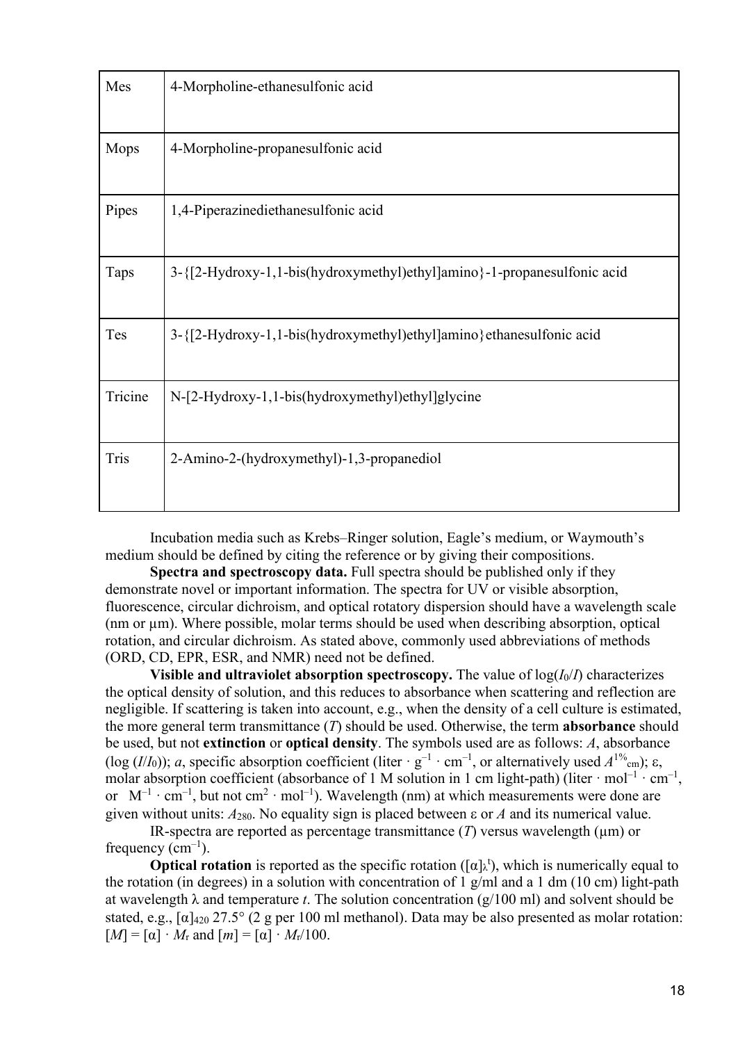| | |
|---|---|
| Mes | 4-Morpholine-ethanesulfonic acid |
| Mops | 4-Morpholine-propanesulfonic acid |
| Pipes | 1,4-Piperazinediethanesulfonic acid |
| Taps | 3-{[2-Hydroxy-1,1-bis(hydroxymethyl)ethyl]amino}-1-propanesulfonic acid |
| Tes | 3-{[2-Hydroxy-1,1-bis(hydroxymethyl)ethyl]amino}ethanesulfonic acid |
| Tricine | N-[2-Hydroxy-1,1-bis(hydroxymethyl)ethyl]glycine |
| Tris | 2-Amino-2-(hydroxymethyl)-1,3-propanediol |

Incubation media such as Krebs–Ringer solution, Eagle's medium, or Waymouth's medium should be defined by citing the reference or by giving their compositions.

**Spectra and spectroscopy data.** Full spectra should be published only if they demonstrate novel or important information. The spectra for UV or visible absorption, fluorescence, circular dichroism, and optical rotatory dispersion should have a wavelength scale (nm or µm). Where possible, molar terms should be used when describing absorption, optical rotation, and circular dichroism. As stated above, commonly used abbreviations of methods (ORD, CD, EPR, ESR, and NMR) need not be defined.

**Visible and ultraviolet absorption spectroscopy.** The value of $\log(I_0/I)$ characterizes the optical density of solution, and this reduces to absorbance when scattering and reflection are negligible. If scattering is taken into account, e.g., when the density of a cell culture is estimated, the more general term transmittance ($T$) should be used. Otherwise, the term **absorbance** should be used, but not **extinction** or **optical density**. The symbols used are as follows: $A$, absorbance ($\log(I/I_0)$); $a$, specific absorption coefficient (liter · $g^{-1}$ · $cm^{-1}$, or alternatively used $A^{1\%}_{cm}$); ε, molar absorption coefficient (absorbance of 1 M solution in 1 cm light-path) (liter · $mol^{-1}$ · $cm^{-1}$, or $M^{-1}$ · $cm^{-1}$, but not $cm^2$ · $mol^{-1}$). Wavelength (nm) at which measurements were done are given without units: $A_{280}$. No equality sign is placed between ε or $A$ and its numerical value.

IR-spectra are reported as percentage transmittance ($T$) versus wavelength (µm) or frequency ($cm^{-1}$).

**Optical rotation** is reported as the specific rotation ($[\alpha]_\lambda^t$), which is numerically equal to the rotation (in degrees) in a solution with concentration of 1 g/ml and a 1 dm (10 cm) light-path at wavelength λ and temperature $t$. The solution concentration (g/100 ml) and solvent should be stated, e.g., $[\alpha]_{420}$ 27.5° (2 g per 100 ml methanol). Data may be also presented as molar rotation: $[M] = [\alpha] \cdot M_r$ and $[m] = [\alpha] \cdot M_r/100$.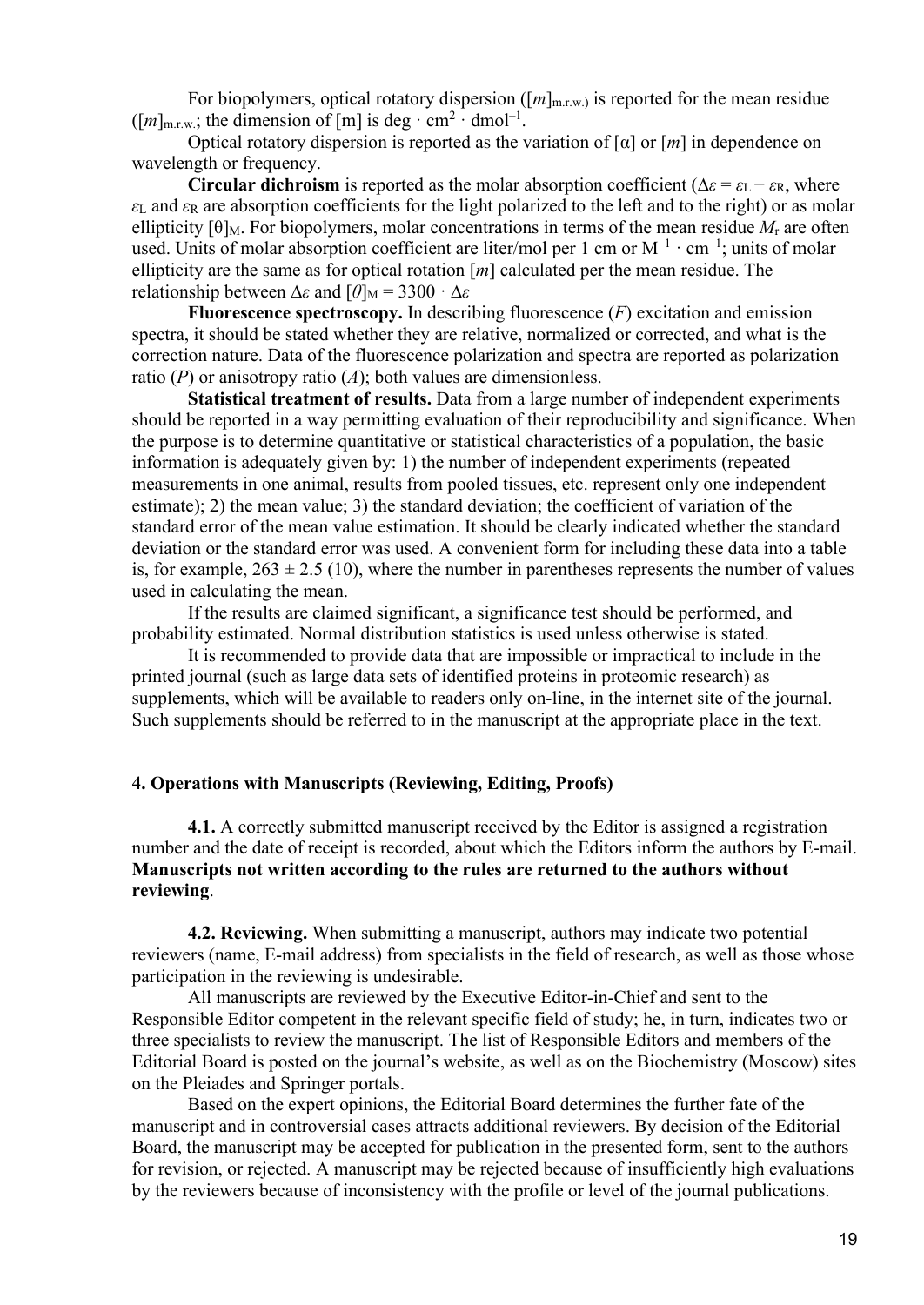For biopolymers, optical rotatory dispersion ($[m]_{m.r.w.)}$ is reported for the mean residue ($[m]_{m.r.w.}$; the dimension of [m] is deg · cm$^2$ · dmol$^{-1}$.

Optical rotatory dispersion is reported as the variation of [α] or [*m*] in dependence on wavelength or frequency.

**Circular dichroism** is reported as the molar absorption coefficient ($\Delta\varepsilon = \varepsilon_L - \varepsilon_R$, where $\varepsilon_L$ and $\varepsilon_R$ are absorption coefficients for the light polarized to the left and to the right) or as molar ellipticity $[\theta]_M$. For biopolymers, molar concentrations in terms of the mean residue $M_r$ are often used. Units of molar absorption coefficient are liter/mol per 1 cm or M$^{-1}$ · cm$^{-1}$; units of molar ellipticity are the same as for optical rotation [*m*] calculated per the mean residue. The relationship between $\Delta\varepsilon$ and $[\theta]_M = 3300 \cdot \Delta\varepsilon$

**Fluorescence spectroscopy.** In describing fluorescence (*F*) excitation and emission spectra, it should be stated whether they are relative, normalized or corrected, and what is the correction nature. Data of the fluorescence polarization and spectra are reported as polarization ratio (*P*) or anisotropy ratio (*A*); both values are dimensionless.

**Statistical treatment of results.** Data from a large number of independent experiments should be reported in a way permitting evaluation of their reproducibility and significance. When the purpose is to determine quantitative or statistical characteristics of a population, the basic information is adequately given by: 1) the number of independent experiments (repeated measurements in one animal, results from pooled tissues, etc. represent only one independent estimate); 2) the mean value; 3) the standard deviation; the coefficient of variation of the standard error of the mean value estimation. It should be clearly indicated whether the standard deviation or the standard error was used. A convenient form for including these data into a table is, for example, 263 ± 2.5 (10), where the number in parentheses represents the number of values used in calculating the mean.

If the results are claimed significant, a significance test should be performed, and probability estimated. Normal distribution statistics is used unless otherwise is stated.

It is recommended to provide data that are impossible or impractical to include in the printed journal (such as large data sets of identified proteins in proteomic research) as supplements, which will be available to readers only on-line, in the internet site of the journal. Such supplements should be referred to in the manuscript at the appropriate place in the text.

## 4. Operations with Manuscripts (Reviewing, Editing, Proofs)

**4.1.** A correctly submitted manuscript received by the Editor is assigned a registration number and the date of receipt is recorded, about which the Editors inform the authors by E-mail. **Manuscripts not written according to the rules are returned to the authors without reviewing**.

**4.2. Reviewing.** When submitting a manuscript, authors may indicate two potential reviewers (name, E-mail address) from specialists in the field of research, as well as those whose participation in the reviewing is undesirable.

All manuscripts are reviewed by the Executive Editor-in-Chief and sent to the Responsible Editor competent in the relevant specific field of study; he, in turn, indicates two or three specialists to review the manuscript. The list of Responsible Editors and members of the Editorial Board is posted on the journal's website, as well as on the Biochemistry (Moscow) sites on the Pleiades and Springer portals.

Based on the expert opinions, the Editorial Board determines the further fate of the manuscript and in controversial cases attracts additional reviewers. By decision of the Editorial Board, the manuscript may be accepted for publication in the presented form, sent to the authors for revision, or rejected. A manuscript may be rejected because of insufficiently high evaluations by the reviewers because of inconsistency with the profile or level of the journal publications.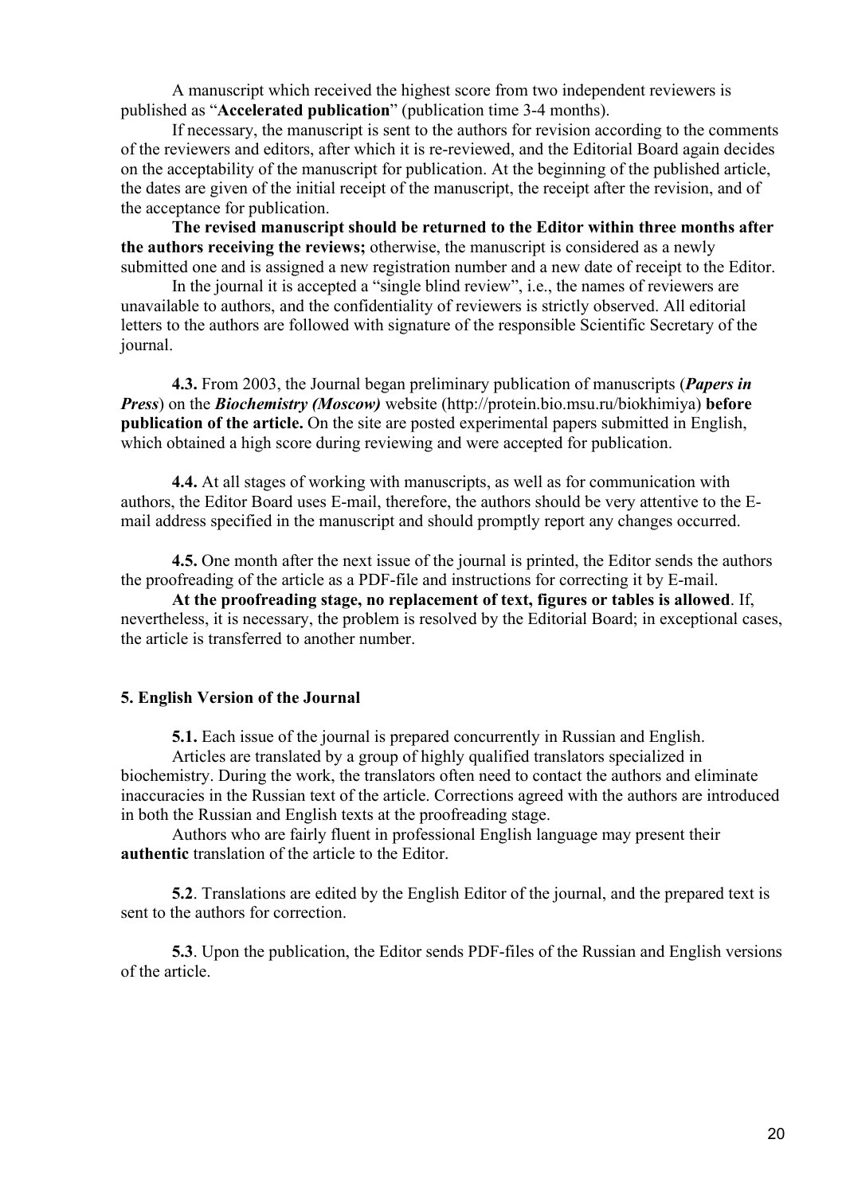A manuscript which received the highest score from two independent reviewers is published as "**Accelerated publication**" (publication time 3-4 months).

If necessary, the manuscript is sent to the authors for revision according to the comments of the reviewers and editors, after which it is re-reviewed, and the Editorial Board again decides on the acceptability of the manuscript for publication. At the beginning of the published article, the dates are given of the initial receipt of the manuscript, the receipt after the revision, and of the acceptance for publication.

**The revised manuscript should be returned to the Editor within three months after the authors receiving the reviews;** otherwise, the manuscript is considered as a newly submitted one and is assigned a new registration number and a new date of receipt to the Editor.

In the journal it is accepted a "single blind review", i.e., the names of reviewers are unavailable to authors, and the confidentiality of reviewers is strictly observed. All editorial letters to the authors are followed with signature of the responsible Scientific Secretary of the journal.

**4.3.** From 2003, the Journal began preliminary publication of manuscripts (***Papers in Press***) on the ***Biochemistry (Moscow)*** website (http://protein.bio.msu.ru/biokhimiya) **before publication of the article.** On the site are posted experimental papers submitted in English, which obtained a high score during reviewing and were accepted for publication.

**4.4.** At all stages of working with manuscripts, as well as for communication with authors, the Editor Board uses E-mail, therefore, the authors should be very attentive to the E-mail address specified in the manuscript and should promptly report any changes occurred.

**4.5.** One month after the next issue of the journal is printed, the Editor sends the authors the proofreading of the article as a PDF-file and instructions for correcting it by E-mail.

**At the proofreading stage, no replacement of text, figures or tables is allowed**. If, nevertheless, it is necessary, the problem is resolved by the Editorial Board; in exceptional cases, the article is transferred to another number.

### 5. English Version of the Journal

**5.1.** Each issue of the journal is prepared concurrently in Russian and English.

Articles are translated by a group of highly qualified translators specialized in biochemistry. During the work, the translators often need to contact the authors and eliminate inaccuracies in the Russian text of the article. Corrections agreed with the authors are introduced in both the Russian and English texts at the proofreading stage.

Authors who are fairly fluent in professional English language may present their **authentic** translation of the article to the Editor.

**5.2**. Translations are edited by the English Editor of the journal, and the prepared text is sent to the authors for correction.

**5.3**. Upon the publication, the Editor sends PDF-files of the Russian and English versions of the article.